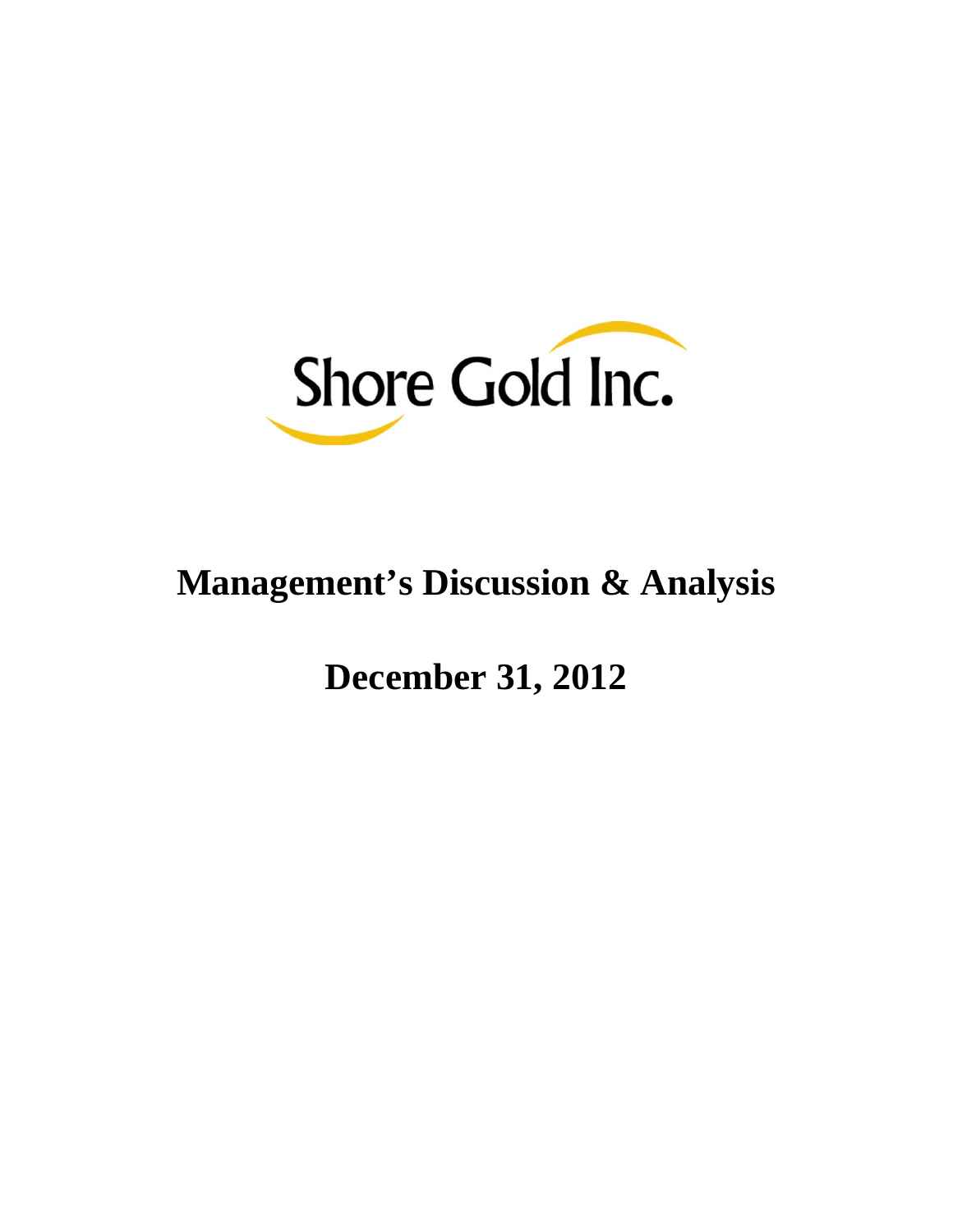Shore Gold Inc.

# Management's Discussion & Analysis

# December 31, 2012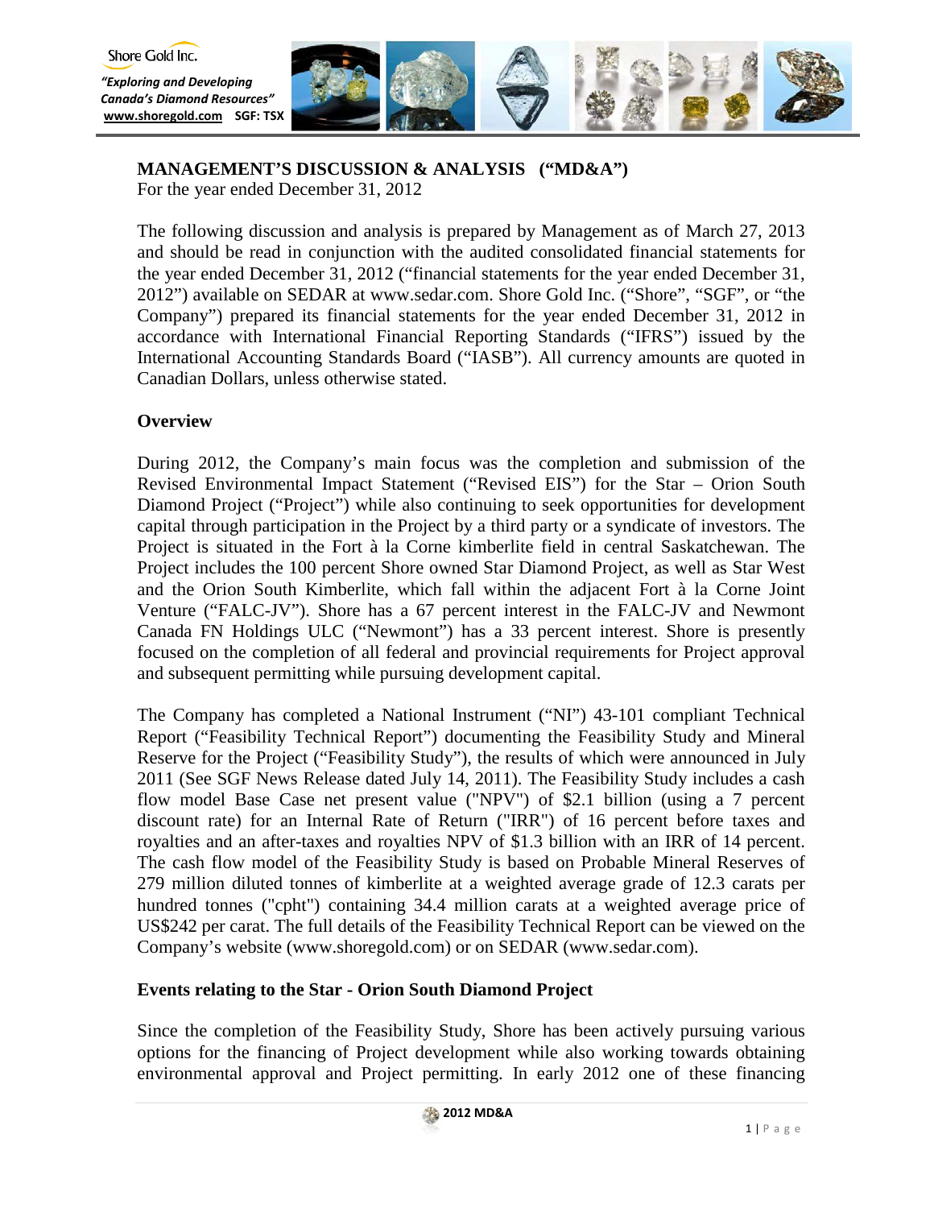# MANAGEMENT'S DISCUSSION & ANALYSIS ("MD&A")

For the year ended December 31, 2012

The following discussion and analysis is prepared by Management as of March 27, 2013 and should be read in conjunction with the audited consolidated financial statements for the year ended December 31, 2012 ("financial statements for the year ended December 31, 2012") available on SEDAR at www.sedar.com. Shore Gold Inc. ("Shore", "SGF", or "the Company") prepared its financial statements for the year ended December 31, 2012 in accordance with International Financial Reporting Standards ("IFRS") issued by the International Accounting Standards Board ("IASB"). All currency amounts are quoted in Canadian Dollars, unless otherwise stated.

## Overview

During 2012, the Company's main focus was the completion and submission of the Revised Environmental Impact Statement ("Revised EIS") for the Star – Orion South Diamond Project ("Project") while also continuing to seek opportunities for development capital through participation in the Project by a third party or a syndicate of investors. The Project is situated in the Fort à la Corne kimberlite field in central Saskatchewan. The Project includes the 100 percent Shore owned Star Diamond Project, as well as Star West and the Orion South Kimberlite, which fall within the adjacent Fort à la Corne Joint Venture ("FALC-JV"). Shore has a 67 percent interest in the FALC-JV and Newmont Canada FN Holdings ULC ("Newmont") has a 33 percent interest. Shore is presently focused on the completion of all federal and provincial requirements for Project approval and subsequent permitting while pursuing development capital.

The Company has completed a National Instrument ("NI") 43-101 compliant Technical Report ("Feasibility Technical Report") documenting the Feasibility Study and Mineral Reserve for the Project ("Feasibility Study"), the results of which were announced in July 2011 (See SGF News Release dated July 14, 2011). The Feasibility Study includes a cash flow model Base Case net present value ("NPV") of $2.1 billion (using a 7 percent discount rate) for an Internal Rate of Return ("IRR") of 16 percent before taxes and royalties and an after-taxes and royalties NPV of $1.3 billion with an IRR of 14 percent. The cash flow model of the Feasibility Study is based on Probable Mineral Reserves of 279 million diluted tonnes of kimberlite at a weighted average grade of 12.3 carats per hundred tonnes ("cpht") containing 34.4 million carats at a weighted average price of US$242 per carat. The full details of the Feasibility Technical Report can be viewed on the Company's website (www.shoregold.com) or on SEDAR (www.sedar.com).

## Events relating to the Star - Orion South Diamond Project

Since the completion of the Feasibility Study, Shore has been actively pursuing various options for the financing of Project development while also working towards obtaining environmental approval and Project permitting. In early 2012 one of these financing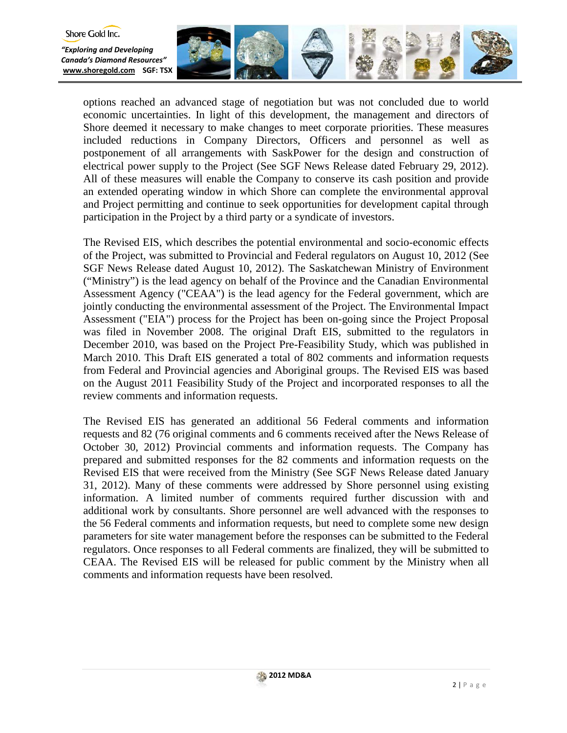options reached an advanced stage of negotiation but was not concluded due to world economic uncertainties. In light of this development, the management and directors of Shore deemed it necessary to make changes to meet corporate priorities. These measures included reductions in Company Directors, Officers and personnel as well as postponement of all arrangements with SaskPower for the design and construction of electrical power supply to the Project (See SGF News Release dated February 29, 2012). All of these measures will enable the Company to conserve its cash position and provide an extended operating window in which Shore can complete the environmental approval and Project permitting and continue to seek opportunities for development capital through participation in the Project by a third party or a syndicate of investors.

The Revised EIS, which describes the potential environmental and socio-economic effects of the Project, was submitted to Provincial and Federal regulators on August 10, 2012 (See SGF News Release dated August 10, 2012). The Saskatchewan Ministry of Environment ("Ministry") is the lead agency on behalf of the Province and the Canadian Environmental Assessment Agency ("CEAA") is the lead agency for the Federal government, which are jointly conducting the environmental assessment of the Project. The Environmental Impact Assessment ("EIA") process for the Project has been on-going since the Project Proposal was filed in November 2008. The original Draft EIS, submitted to the regulators in December 2010, was based on the Project Pre-Feasibility Study, which was published in March 2010. This Draft EIS generated a total of 802 comments and information requests from Federal and Provincial agencies and Aboriginal groups. The Revised EIS was based on the August 2011 Feasibility Study of the Project and incorporated responses to all the review comments and information requests.

The Revised EIS has generated an additional 56 Federal comments and information requests and 82 (76 original comments and 6 comments received after the News Release of October 30, 2012) Provincial comments and information requests. The Company has prepared and submitted responses for the 82 comments and information requests on the Revised EIS that were received from the Ministry (See SGF News Release dated January 31, 2012). Many of these comments were addressed by Shore personnel using existing information. A limited number of comments required further discussion with and additional work by consultants. Shore personnel are well advanced with the responses to the 56 Federal comments and information requests, but need to complete some new design parameters for site water management before the responses can be submitted to the Federal regulators. Once responses to all Federal comments are finalized, they will be submitted to CEAA. The Revised EIS will be released for public comment by the Ministry when all comments and information requests have been resolved.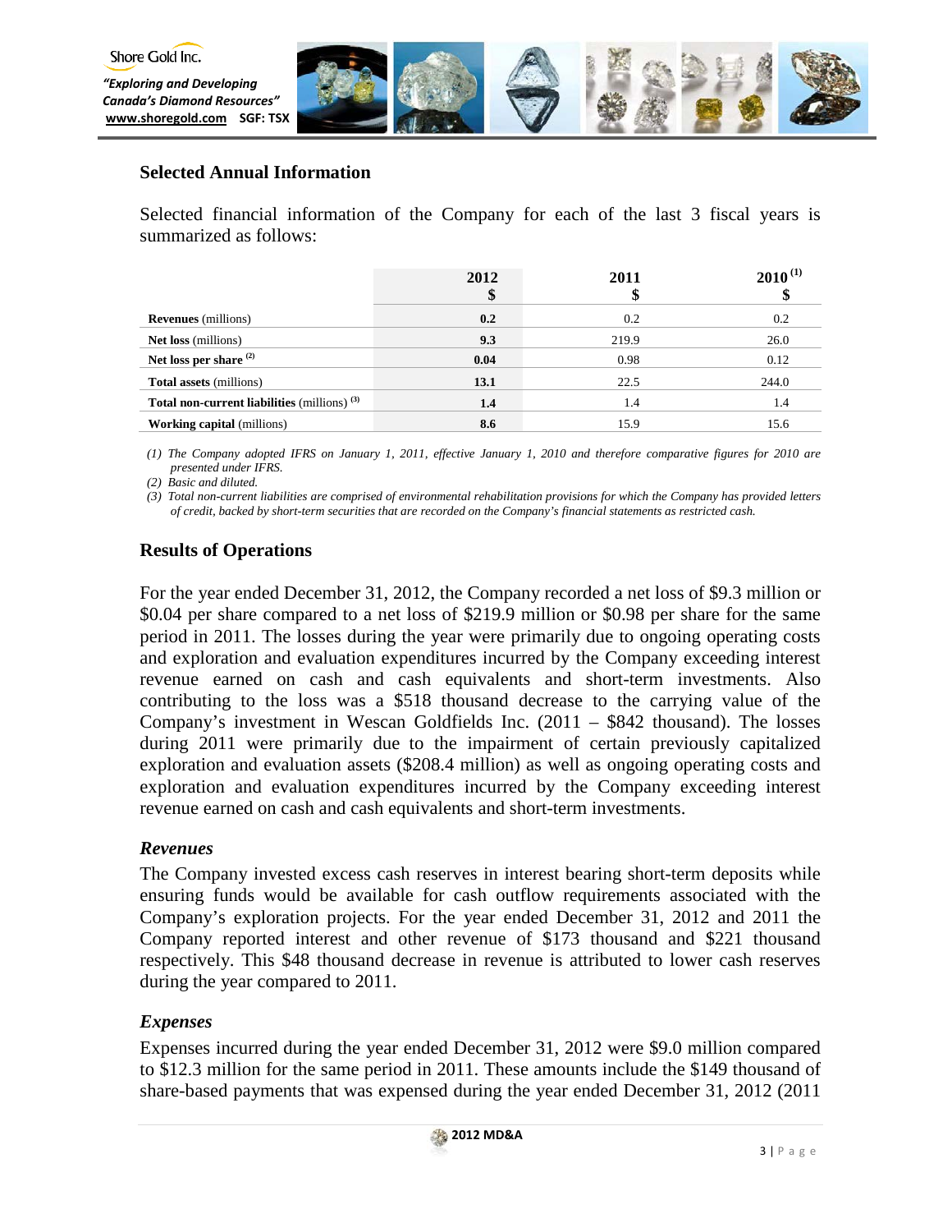## Selected Annual Information

Selected financial information of the Company for each of the last 3 fiscal years is summarized as follows:

| | 2012<br>$ | 2011<br>$ | 2010 (1)<br>$ |
|---|---|---|---|
| **Revenues** (millions) | **0.2** | 0.2 | 0.2 |
| **Net loss** (millions) | **9.3** | 219.9 | 26.0 |
| **Net loss per share** (2) | **0.04** | 0.98 | 0.12 |
| **Total assets** (millions) | **13.1** | 22.5 | 244.0 |
| **Total non-current liabilities** (millions) (3) | **1.4** | 1.4 | 1.4 |
| **Working capital** (millions) | **8.6** | 15.9 | 15.6 |

*(1) The Company adopted IFRS on January 1, 2011, effective January 1, 2010 and therefore comparative figures for 2010 are presented under IFRS.*

*(2) Basic and diluted.*

*(3) Total non-current liabilities are comprised of environmental rehabilitation provisions for which the Company has provided letters of credit, backed by short-term securities that are recorded on the Company's financial statements as restricted cash.*

## Results of Operations

For the year ended December 31, 2012, the Company recorded a net loss of $9.3 million or $0.04 per share compared to a net loss of $219.9 million or $0.98 per share for the same period in 2011. The losses during the year were primarily due to ongoing operating costs and exploration and evaluation expenditures incurred by the Company exceeding interest revenue earned on cash and cash equivalents and short-term investments. Also contributing to the loss was a $518 thousand decrease to the carrying value of the Company's investment in Wescan Goldfields Inc. (2011 – $842 thousand). The losses during 2011 were primarily due to the impairment of certain previously capitalized exploration and evaluation assets ($208.4 million) as well as ongoing operating costs and exploration and evaluation expenditures incurred by the Company exceeding interest revenue earned on cash and cash equivalents and short-term investments.

### *Revenues*

The Company invested excess cash reserves in interest bearing short-term deposits while ensuring funds would be available for cash outflow requirements associated with the Company's exploration projects. For the year ended December 31, 2012 and 2011 the Company reported interest and other revenue of $173 thousand and $221 thousand respectively. This $48 thousand decrease in revenue is attributed to lower cash reserves during the year compared to 2011.

### *Expenses*

Expenses incurred during the year ended December 31, 2012 were $9.0 million compared to $12.3 million for the same period in 2011. These amounts include the $149 thousand of share-based payments that was expensed during the year ended December 31, 2012 (2011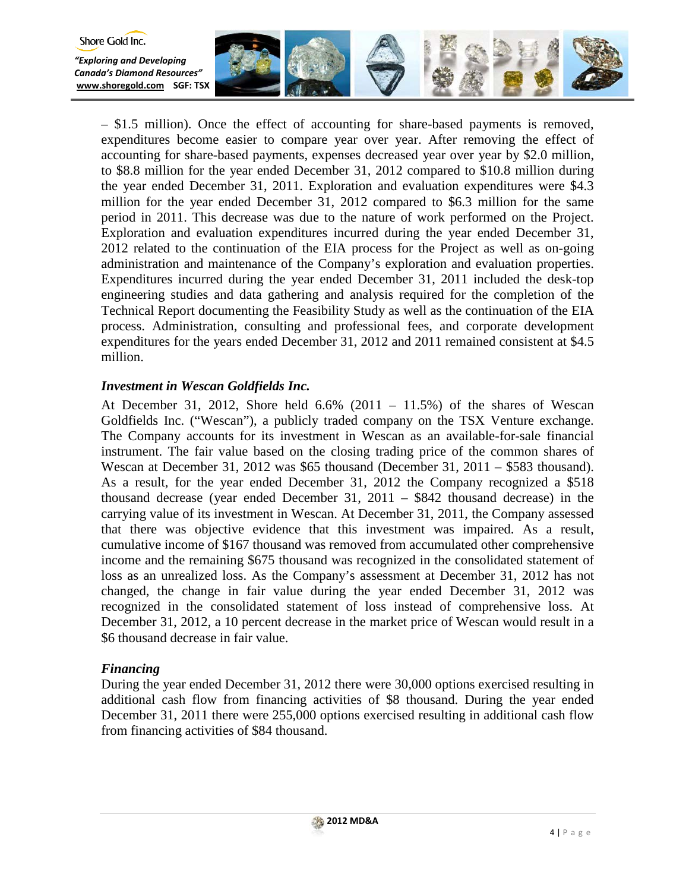– $1.5 million). Once the effect of accounting for share-based payments is removed, expenditures become easier to compare year over year. After removing the effect of accounting for share-based payments, expenses decreased year over year by $2.0 million, to $8.8 million for the year ended December 31, 2012 compared to $10.8 million during the year ended December 31, 2011. Exploration and evaluation expenditures were $4.3 million for the year ended December 31, 2012 compared to $6.3 million for the same period in 2011. This decrease was due to the nature of work performed on the Project. Exploration and evaluation expenditures incurred during the year ended December 31, 2012 related to the continuation of the EIA process for the Project as well as on-going administration and maintenance of the Company's exploration and evaluation properties. Expenditures incurred during the year ended December 31, 2011 included the desk-top engineering studies and data gathering and analysis required for the completion of the Technical Report documenting the Feasibility Study as well as the continuation of the EIA process. Administration, consulting and professional fees, and corporate development expenditures for the years ended December 31, 2012 and 2011 remained consistent at $4.5 million.

### *Investment in Wescan Goldfields Inc.*

At December 31, 2012, Shore held 6.6% (2011 – 11.5%) of the shares of Wescan Goldfields Inc. ("Wescan"), a publicly traded company on the TSX Venture exchange. The Company accounts for its investment in Wescan as an available-for-sale financial instrument. The fair value based on the closing trading price of the common shares of Wescan at December 31, 2012 was $65 thousand (December 31, 2011 – $583 thousand). As a result, for the year ended December 31, 2012 the Company recognized a $518 thousand decrease (year ended December 31, 2011 – $842 thousand decrease) in the carrying value of its investment in Wescan. At December 31, 2011, the Company assessed that there was objective evidence that this investment was impaired. As a result, cumulative income of $167 thousand was removed from accumulated other comprehensive income and the remaining $675 thousand was recognized in the consolidated statement of loss as an unrealized loss. As the Company's assessment at December 31, 2012 has not changed, the change in fair value during the year ended December 31, 2012 was recognized in the consolidated statement of loss instead of comprehensive loss. At December 31, 2012, a 10 percent decrease in the market price of Wescan would result in a $6 thousand decrease in fair value.

### *Financing*

During the year ended December 31, 2012 there were 30,000 options exercised resulting in additional cash flow from financing activities of $8 thousand. During the year ended December 31, 2011 there were 255,000 options exercised resulting in additional cash flow from financing activities of $84 thousand.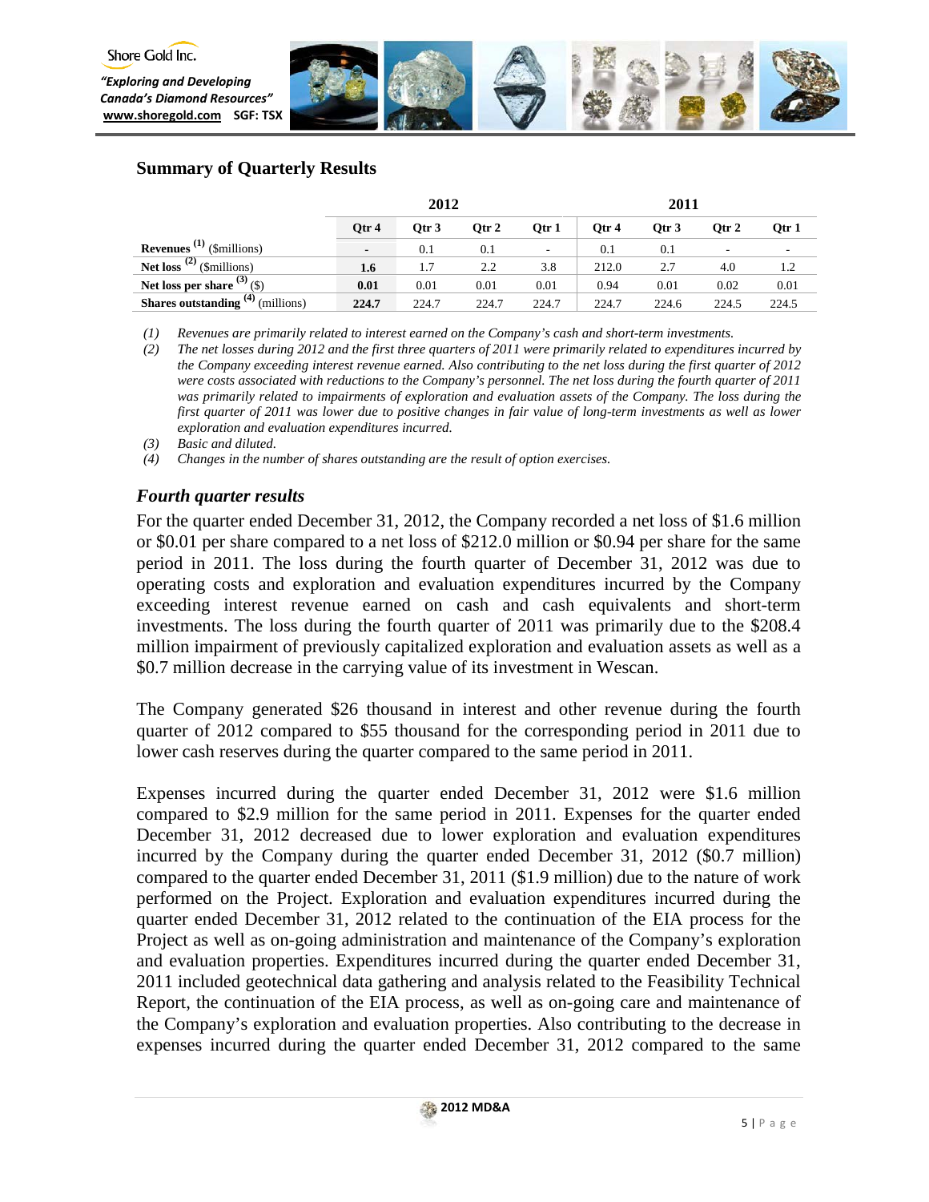## Summary of Quarterly Results

| | 2012 | | | | 2011 | | | |
|---|---|---|---|---|---|---|---|---|
| | **Qtr 4** | Qtr 3 | Qtr 2 | Qtr 1 | Qtr 4 | Qtr 3 | Qtr 2 | Qtr 1 |
| **Revenues** [(1)] ($millions) | **-** | 0.1 | 0.1 | - | 0.1 | 0.1 | - | - |
| **Net loss** [(2)] ($millions) | **1.6** | 1.7 | 2.2 | 3.8 | 212.0 | 2.7 | 4.0 | 1.2 |
| **Net loss per share** [(3)] ($) | **0.01** | 0.01 | 0.01 | 0.01 | 0.94 | 0.01 | 0.02 | 0.01 |
| **Shares outstanding** [(4)] (millions) | **224.7** | 224.7 | 224.7 | 224.7 | 224.7 | 224.6 | 224.5 | 224.5 |

*(1) Revenues are primarily related to interest earned on the Company's cash and short-term investments.*

*(2) The net losses during 2012 and the first three quarters of 2011 were primarily related to expenditures incurred by the Company exceeding interest revenue earned. Also contributing to the net loss during the first quarter of 2012 were costs associated with reductions to the Company's personnel. The net loss during the fourth quarter of 2011 was primarily related to impairments of exploration and evaluation assets of the Company. The loss during the first quarter of 2011 was lower due to positive changes in fair value of long-term investments as well as lower exploration and evaluation expenditures incurred.*

*(3) Basic and diluted.*

*(4) Changes in the number of shares outstanding are the result of option exercises.*

### *Fourth quarter results*

For the quarter ended December 31, 2012, the Company recorded a net loss of $1.6 million or $0.01 per share compared to a net loss of $212.0 million or $0.94 per share for the same period in 2011. The loss during the fourth quarter of December 31, 2012 was due to operating costs and exploration and evaluation expenditures incurred by the Company exceeding interest revenue earned on cash and cash equivalents and short-term investments. The loss during the fourth quarter of 2011 was primarily due to the $208.4 million impairment of previously capitalized exploration and evaluation assets as well as a $0.7 million decrease in the carrying value of its investment in Wescan.

The Company generated $26 thousand in interest and other revenue during the fourth quarter of 2012 compared to $55 thousand for the corresponding period in 2011 due to lower cash reserves during the quarter compared to the same period in 2011.

Expenses incurred during the quarter ended December 31, 2012 were $1.6 million compared to $2.9 million for the same period in 2011. Expenses for the quarter ended December 31, 2012 decreased due to lower exploration and evaluation expenditures incurred by the Company during the quarter ended December 31, 2012 ($0.7 million) compared to the quarter ended December 31, 2011 ($1.9 million) due to the nature of work performed on the Project. Exploration and evaluation expenditures incurred during the quarter ended December 31, 2012 related to the continuation of the EIA process for the Project as well as on-going administration and maintenance of the Company's exploration and evaluation properties. Expenditures incurred during the quarter ended December 31, 2011 included geotechnical data gathering and analysis related to the Feasibility Technical Report, the continuation of the EIA process, as well as on-going care and maintenance of the Company's exploration and evaluation properties. Also contributing to the decrease in expenses incurred during the quarter ended December 31, 2012 compared to the same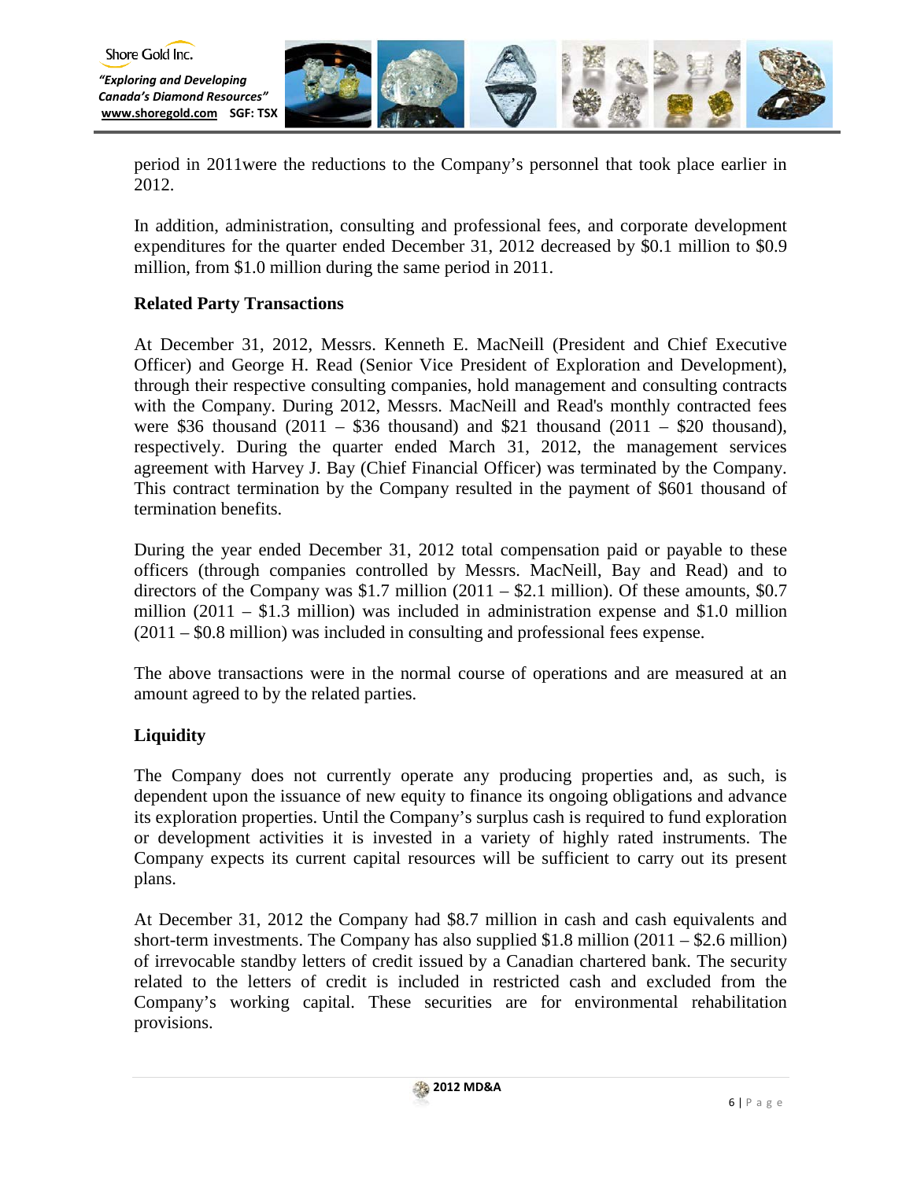period in 2011were the reductions to the Company's personnel that took place earlier in 2012.

In addition, administration, consulting and professional fees, and corporate development expenditures for the quarter ended December 31, 2012 decreased by $0.1 million to $0.9 million, from $1.0 million during the same period in 2011.

## Related Party Transactions

At December 31, 2012, Messrs. Kenneth E. MacNeill (President and Chief Executive Officer) and George H. Read (Senior Vice President of Exploration and Development), through their respective consulting companies, hold management and consulting contracts with the Company. During 2012, Messrs. MacNeill and Read's monthly contracted fees were $36 thousand (2011 – $36 thousand) and $21 thousand (2011 – $20 thousand), respectively. During the quarter ended March 31, 2012, the management services agreement with Harvey J. Bay (Chief Financial Officer) was terminated by the Company. This contract termination by the Company resulted in the payment of $601 thousand of termination benefits.

During the year ended December 31, 2012 total compensation paid or payable to these officers (through companies controlled by Messrs. MacNeill, Bay and Read) and to directors of the Company was $1.7 million (2011 – $2.1 million). Of these amounts, $0.7 million (2011 – $1.3 million) was included in administration expense and $1.0 million (2011 – $0.8 million) was included in consulting and professional fees expense.

The above transactions were in the normal course of operations and are measured at an amount agreed to by the related parties.

## Liquidity

The Company does not currently operate any producing properties and, as such, is dependent upon the issuance of new equity to finance its ongoing obligations and advance its exploration properties. Until the Company's surplus cash is required to fund exploration or development activities it is invested in a variety of highly rated instruments. The Company expects its current capital resources will be sufficient to carry out its present plans.

At December 31, 2012 the Company had $8.7 million in cash and cash equivalents and short-term investments. The Company has also supplied $1.8 million (2011 – $2.6 million) of irrevocable standby letters of credit issued by a Canadian chartered bank. The security related to the letters of credit is included in restricted cash and excluded from the Company's working capital. These securities are for environmental rehabilitation provisions.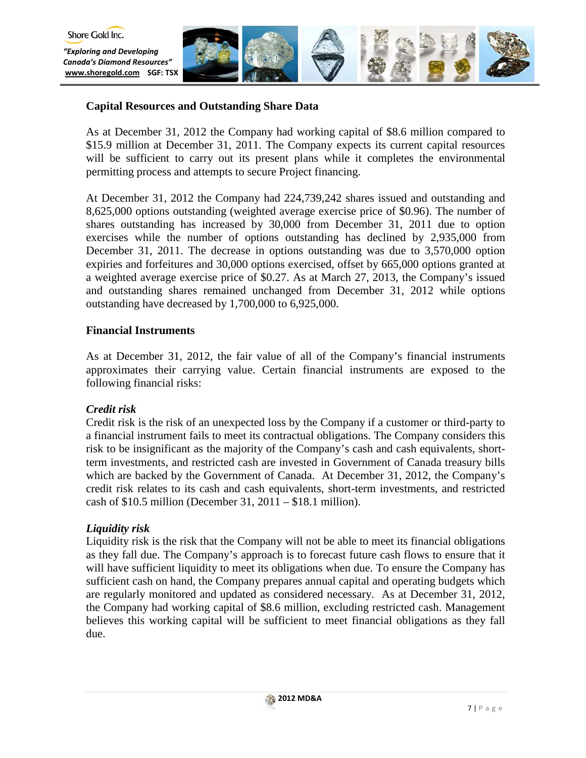## Capital Resources and Outstanding Share Data

As at December 31, 2012 the Company had working capital of $8.6 million compared to $15.9 million at December 31, 2011. The Company expects its current capital resources will be sufficient to carry out its present plans while it completes the environmental permitting process and attempts to secure Project financing.

At December 31, 2012 the Company had 224,739,242 shares issued and outstanding and 8,625,000 options outstanding (weighted average exercise price of $0.96). The number of shares outstanding has increased by 30,000 from December 31, 2011 due to option exercises while the number of options outstanding has declined by 2,935,000 from December 31, 2011. The decrease in options outstanding was due to 3,570,000 option expiries and forfeitures and 30,000 options exercised, offset by 665,000 options granted at a weighted average exercise price of $0.27. As at March 27, 2013, the Company's issued and outstanding shares remained unchanged from December 31, 2012 while options outstanding have decreased by 1,700,000 to 6,925,000.

## Financial Instruments

As at December 31, 2012, the fair value of all of the Company's financial instruments approximates their carrying value. Certain financial instruments are exposed to the following financial risks:

### *Credit risk*

Credit risk is the risk of an unexpected loss by the Company if a customer or third-party to a financial instrument fails to meet its contractual obligations. The Company considers this risk to be insignificant as the majority of the Company's cash and cash equivalents, short-term investments, and restricted cash are invested in Government of Canada treasury bills which are backed by the Government of Canada. At December 31, 2012, the Company's credit risk relates to its cash and cash equivalents, short-term investments, and restricted cash of $10.5 million (December 31, 2011 – $18.1 million).

### *Liquidity risk*

Liquidity risk is the risk that the Company will not be able to meet its financial obligations as they fall due. The Company's approach is to forecast future cash flows to ensure that it will have sufficient liquidity to meet its obligations when due. To ensure the Company has sufficient cash on hand, the Company prepares annual capital and operating budgets which are regularly monitored and updated as considered necessary. As at December 31, 2012, the Company had working capital of $8.6 million, excluding restricted cash. Management believes this working capital will be sufficient to meet financial obligations as they fall due.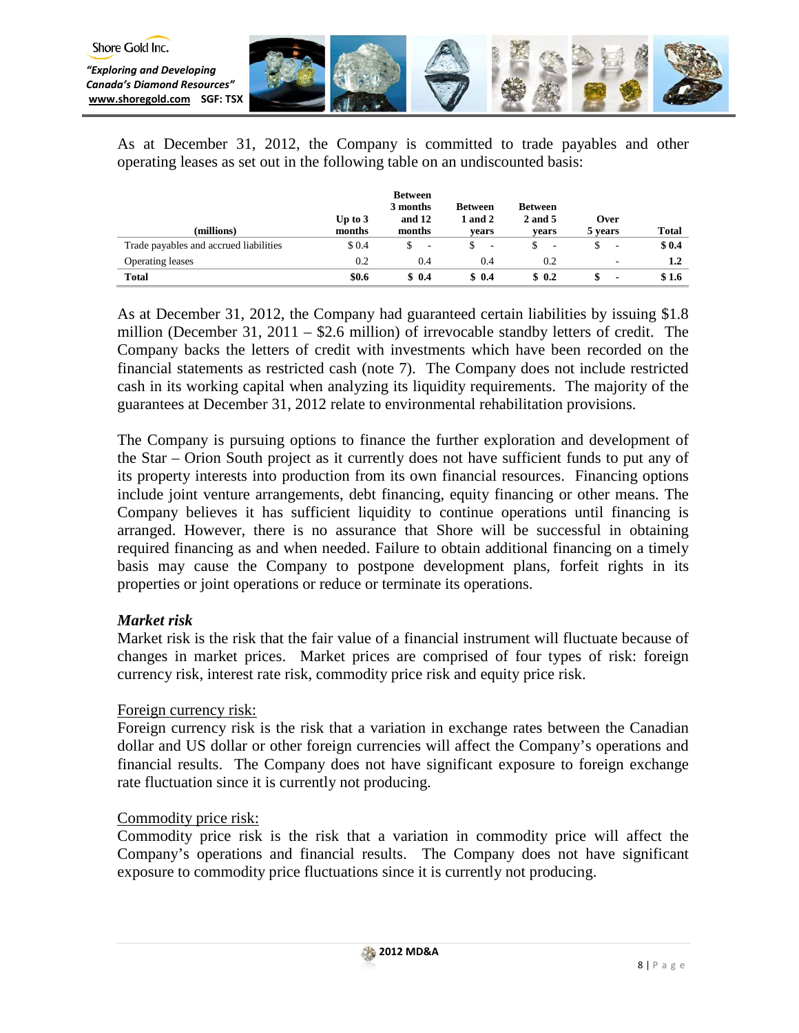As at December 31, 2012, the Company is committed to trade payables and other operating leases as set out in the following table on an undiscounted basis:

| (millions) | Up to 3 months | Between 3 months and 12 months | Between 1 and 2 years | Between 2 and 5 years | Over 5 years | Total |
|---|---|---|---|---|---|---|
| Trade payables and accrued liabilities | $ 0.4 | $ - | $ - | $ - | $ - | **$ 0.4** |
| Operating leases | 0.2 | 0.4 | 0.4 | 0.2 | - | **1.2** |
| **Total** | **$0.6** | **$ 0.4** | **$ 0.4** | **$ 0.2** | **$ -** | **$ 1.6** |

As at December 31, 2012, the Company had guaranteed certain liabilities by issuing $1.8 million (December 31, 2011 – $2.6 million) of irrevocable standby letters of credit. The Company backs the letters of credit with investments which have been recorded on the financial statements as restricted cash (note 7). The Company does not include restricted cash in its working capital when analyzing its liquidity requirements. The majority of the guarantees at December 31, 2012 relate to environmental rehabilitation provisions.

The Company is pursuing options to finance the further exploration and development of the Star – Orion South project as it currently does not have sufficient funds to put any of its property interests into production from its own financial resources. Financing options include joint venture arrangements, debt financing, equity financing or other means. The Company believes it has sufficient liquidity to continue operations until financing is arranged. However, there is no assurance that Shore will be successful in obtaining required financing as and when needed. Failure to obtain additional financing on a timely basis may cause the Company to postpone development plans, forfeit rights in its properties or joint operations or reduce or terminate its operations.

***Market risk***

Market risk is the risk that the fair value of a financial instrument will fluctuate because of changes in market prices. Market prices are comprised of four types of risk: foreign currency risk, interest rate risk, commodity price risk and equity price risk.

<u>Foreign currency risk:</u>

Foreign currency risk is the risk that a variation in exchange rates between the Canadian dollar and US dollar or other foreign currencies will affect the Company's operations and financial results. The Company does not have significant exposure to foreign exchange rate fluctuation since it is currently not producing.

<u>Commodity price risk:</u>

Commodity price risk is the risk that a variation in commodity price will affect the Company's operations and financial results. The Company does not have significant exposure to commodity price fluctuations since it is currently not producing.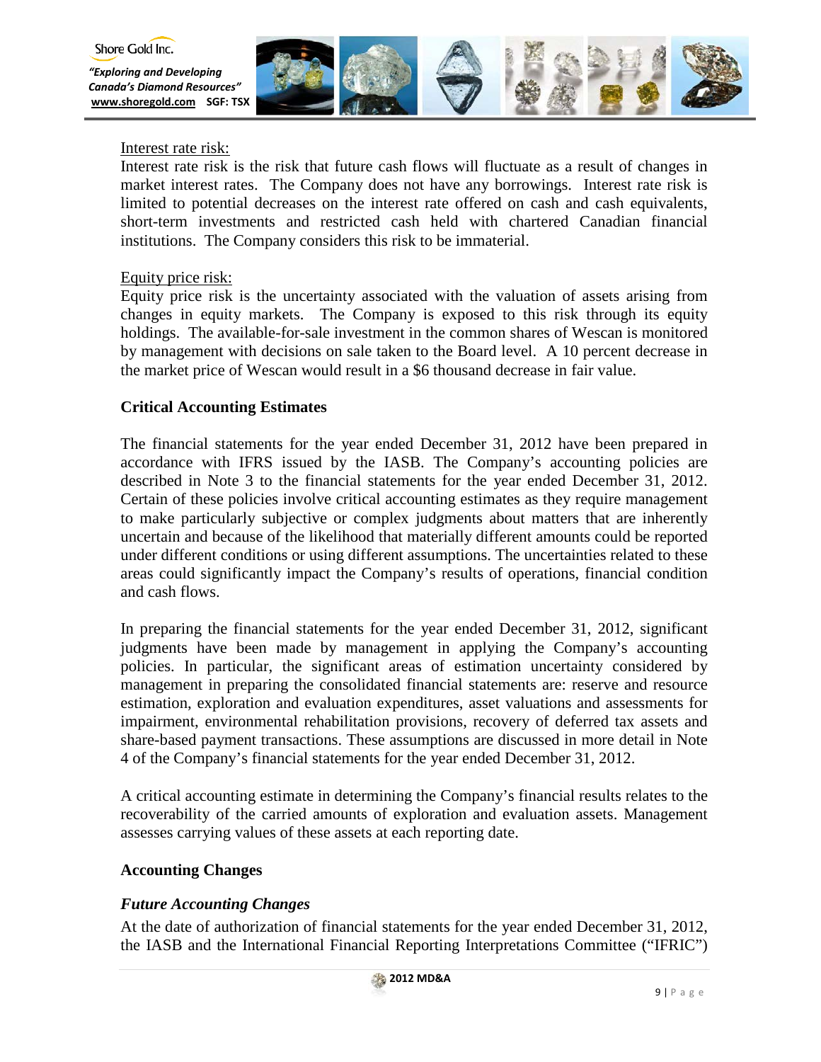Interest rate risk:

Interest rate risk is the risk that future cash flows will fluctuate as a result of changes in market interest rates. The Company does not have any borrowings. Interest rate risk is limited to potential decreases on the interest rate offered on cash and cash equivalents, short-term investments and restricted cash held with chartered Canadian financial institutions. The Company considers this risk to be immaterial.

Equity price risk:

Equity price risk is the uncertainty associated with the valuation of assets arising from changes in equity markets. The Company is exposed to this risk through its equity holdings. The available-for-sale investment in the common shares of Wescan is monitored by management with decisions on sale taken to the Board level. A 10 percent decrease in the market price of Wescan would result in a $6 thousand decrease in fair value.

## Critical Accounting Estimates

The financial statements for the year ended December 31, 2012 have been prepared in accordance with IFRS issued by the IASB. The Company's accounting policies are described in Note 3 to the financial statements for the year ended December 31, 2012. Certain of these policies involve critical accounting estimates as they require management to make particularly subjective or complex judgments about matters that are inherently uncertain and because of the likelihood that materially different amounts could be reported under different conditions or using different assumptions. The uncertainties related to these areas could significantly impact the Company's results of operations, financial condition and cash flows.

In preparing the financial statements for the year ended December 31, 2012, significant judgments have been made by management in applying the Company's accounting policies. In particular, the significant areas of estimation uncertainty considered by management in preparing the consolidated financial statements are: reserve and resource estimation, exploration and evaluation expenditures, asset valuations and assessments for impairment, environmental rehabilitation provisions, recovery of deferred tax assets and share-based payment transactions. These assumptions are discussed in more detail in Note 4 of the Company's financial statements for the year ended December 31, 2012.

A critical accounting estimate in determining the Company's financial results relates to the recoverability of the carried amounts of exploration and evaluation assets. Management assesses carrying values of these assets at each reporting date.

## Accounting Changes

### *Future Accounting Changes*

At the date of authorization of financial statements for the year ended December 31, 2012, the IASB and the International Financial Reporting Interpretations Committee ("IFRIC")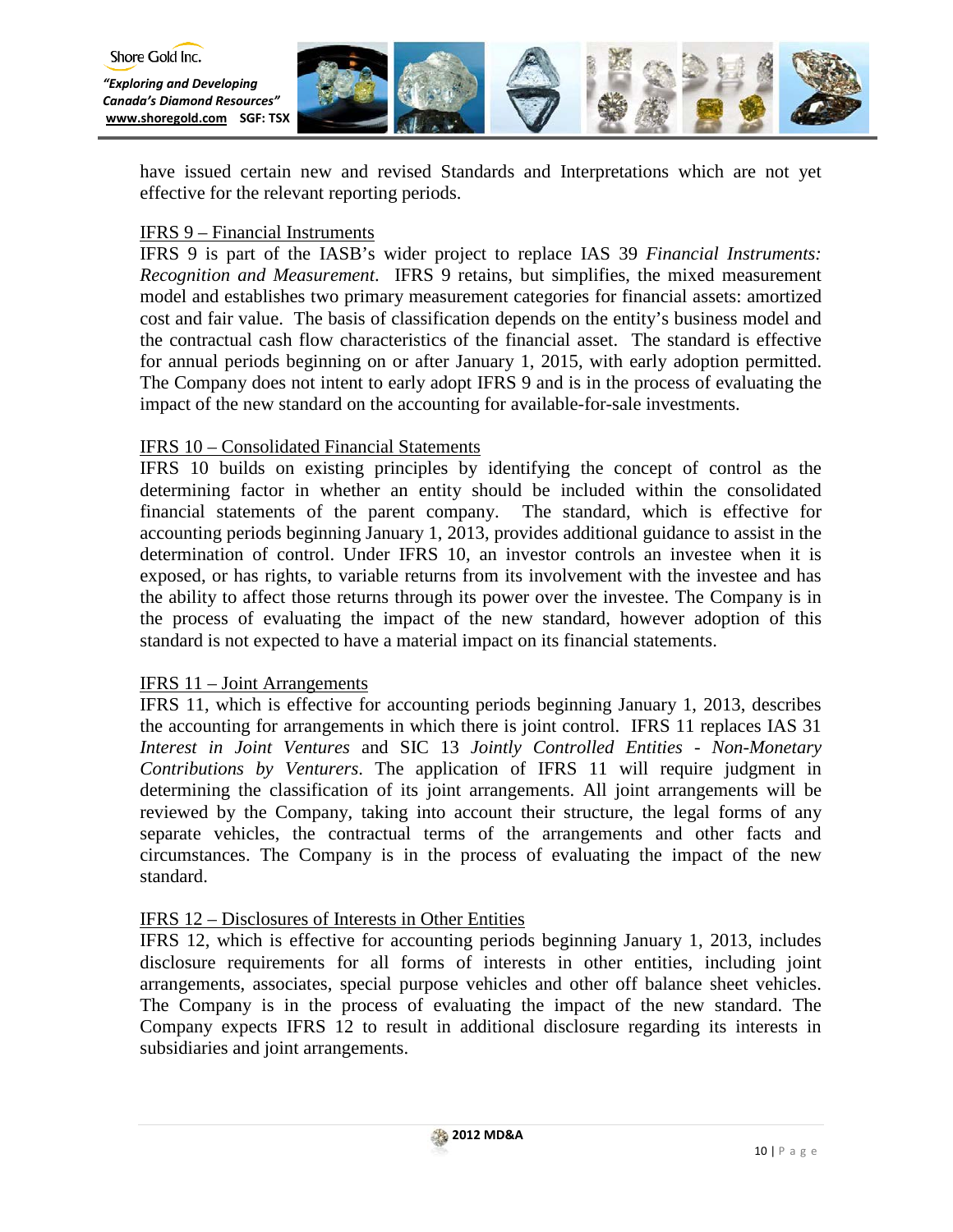have issued certain new and revised Standards and Interpretations which are not yet effective for the relevant reporting periods.

### IFRS 9 – Financial Instruments

IFRS 9 is part of the IASB's wider project to replace IAS 39 *Financial Instruments: Recognition and Measurement*. IFRS 9 retains, but simplifies, the mixed measurement model and establishes two primary measurement categories for financial assets: amortized cost and fair value. The basis of classification depends on the entity's business model and the contractual cash flow characteristics of the financial asset. The standard is effective for annual periods beginning on or after January 1, 2015, with early adoption permitted. The Company does not intent to early adopt IFRS 9 and is in the process of evaluating the impact of the new standard on the accounting for available-for-sale investments.

### IFRS 10 – Consolidated Financial Statements

IFRS 10 builds on existing principles by identifying the concept of control as the determining factor in whether an entity should be included within the consolidated financial statements of the parent company. The standard, which is effective for accounting periods beginning January 1, 2013, provides additional guidance to assist in the determination of control. Under IFRS 10, an investor controls an investee when it is exposed, or has rights, to variable returns from its involvement with the investee and has the ability to affect those returns through its power over the investee. The Company is in the process of evaluating the impact of the new standard, however adoption of this standard is not expected to have a material impact on its financial statements.

### IFRS 11 – Joint Arrangements

IFRS 11, which is effective for accounting periods beginning January 1, 2013, describes the accounting for arrangements in which there is joint control. IFRS 11 replaces IAS 31 *Interest in Joint Ventures* and SIC 13 *Jointly Controlled Entities - Non-Monetary Contributions by Venturers*. The application of IFRS 11 will require judgment in determining the classification of its joint arrangements. All joint arrangements will be reviewed by the Company, taking into account their structure, the legal forms of any separate vehicles, the contractual terms of the arrangements and other facts and circumstances. The Company is in the process of evaluating the impact of the new standard.

### IFRS 12 – Disclosures of Interests in Other Entities

IFRS 12, which is effective for accounting periods beginning January 1, 2013, includes disclosure requirements for all forms of interests in other entities, including joint arrangements, associates, special purpose vehicles and other off balance sheet vehicles. The Company is in the process of evaluating the impact of the new standard. The Company expects IFRS 12 to result in additional disclosure regarding its interests in subsidiaries and joint arrangements.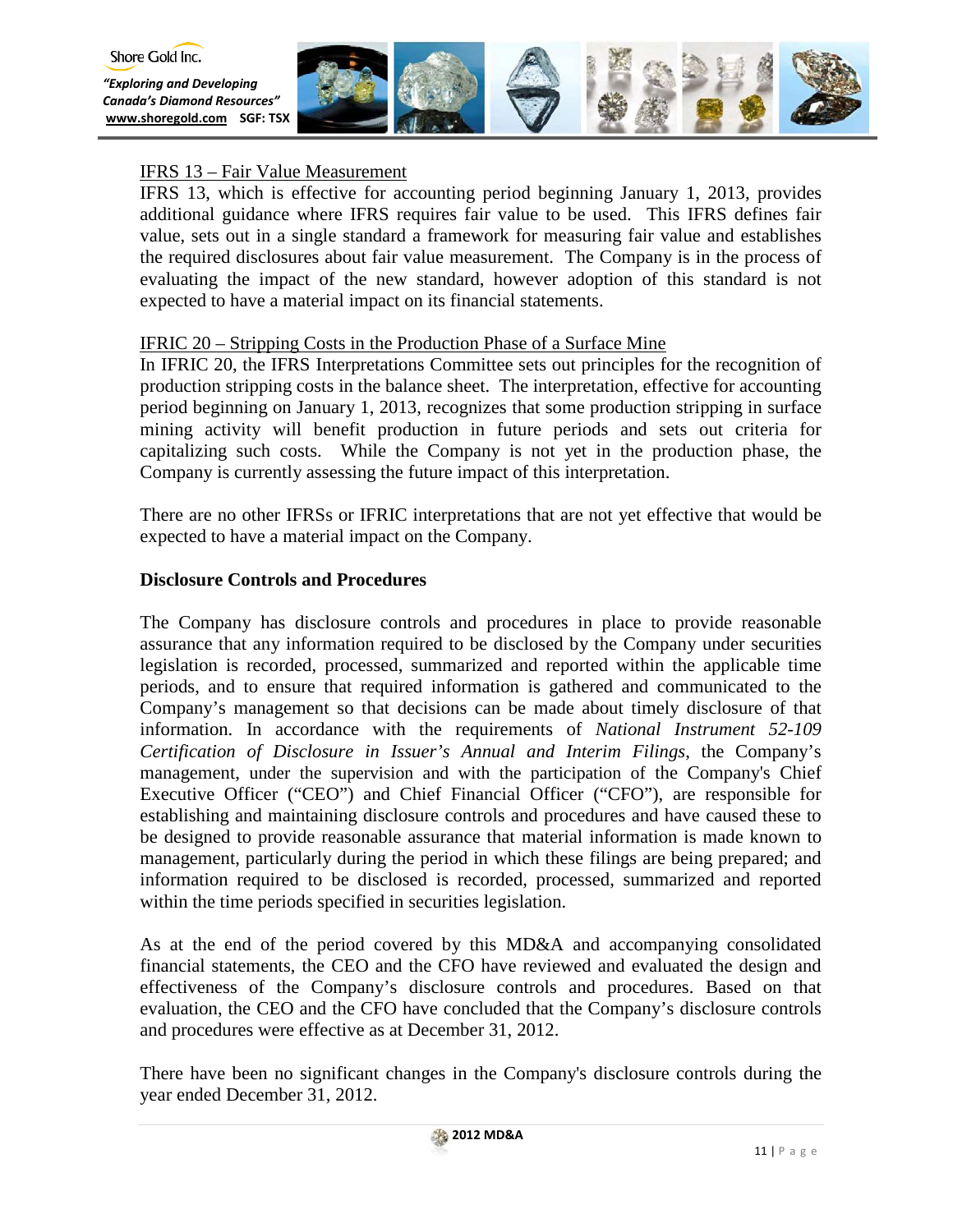IFRS 13 – Fair Value Measurement

IFRS 13, which is effective for accounting period beginning January 1, 2013, provides additional guidance where IFRS requires fair value to be used. This IFRS defines fair value, sets out in a single standard a framework for measuring fair value and establishes the required disclosures about fair value measurement. The Company is in the process of evaluating the impact of the new standard, however adoption of this standard is not expected to have a material impact on its financial statements.

IFRIC 20 – Stripping Costs in the Production Phase of a Surface Mine

In IFRIC 20, the IFRS Interpretations Committee sets out principles for the recognition of production stripping costs in the balance sheet. The interpretation, effective for accounting period beginning on January 1, 2013, recognizes that some production stripping in surface mining activity will benefit production in future periods and sets out criteria for capitalizing such costs. While the Company is not yet in the production phase, the Company is currently assessing the future impact of this interpretation.

There are no other IFRSs or IFRIC interpretations that are not yet effective that would be expected to have a material impact on the Company.

**Disclosure Controls and Procedures**

The Company has disclosure controls and procedures in place to provide reasonable assurance that any information required to be disclosed by the Company under securities legislation is recorded, processed, summarized and reported within the applicable time periods, and to ensure that required information is gathered and communicated to the Company's management so that decisions can be made about timely disclosure of that information. In accordance with the requirements of *National Instrument 52-109 Certification of Disclosure in Issuer's Annual and Interim Filings*, the Company's management, under the supervision and with the participation of the Company's Chief Executive Officer ("CEO") and Chief Financial Officer ("CFO"), are responsible for establishing and maintaining disclosure controls and procedures and have caused these to be designed to provide reasonable assurance that material information is made known to management, particularly during the period in which these filings are being prepared; and information required to be disclosed is recorded, processed, summarized and reported within the time periods specified in securities legislation.

As at the end of the period covered by this MD&A and accompanying consolidated financial statements, the CEO and the CFO have reviewed and evaluated the design and effectiveness of the Company's disclosure controls and procedures. Based on that evaluation, the CEO and the CFO have concluded that the Company's disclosure controls and procedures were effective as at December 31, 2012.

There have been no significant changes in the Company's disclosure controls during the year ended December 31, 2012.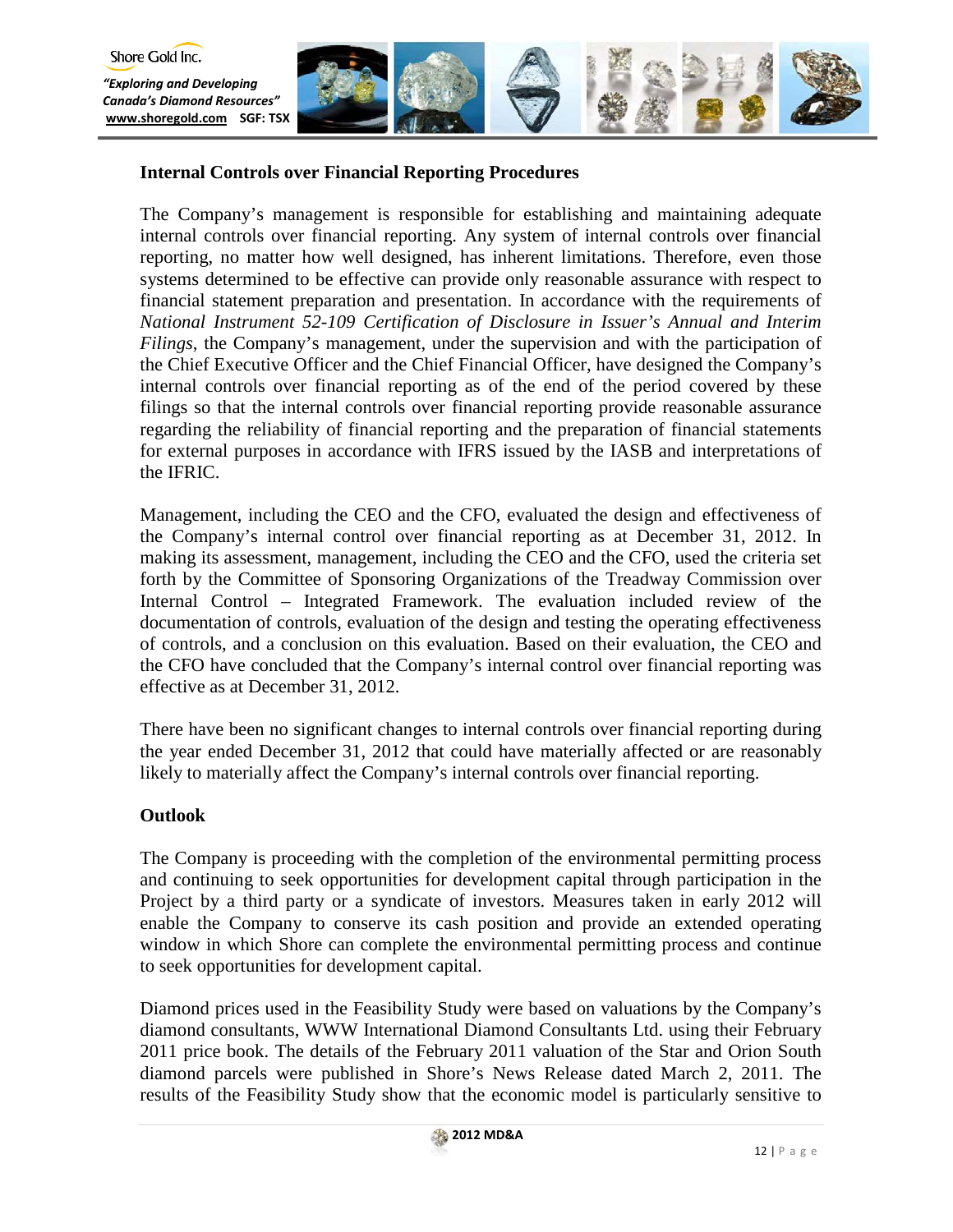## Internal Controls over Financial Reporting Procedures

The Company's management is responsible for establishing and maintaining adequate internal controls over financial reporting. Any system of internal controls over financial reporting, no matter how well designed, has inherent limitations. Therefore, even those systems determined to be effective can provide only reasonable assurance with respect to financial statement preparation and presentation. In accordance with the requirements of *National Instrument 52-109 Certification of Disclosure in Issuer's Annual and Interim Filings*, the Company's management, under the supervision and with the participation of the Chief Executive Officer and the Chief Financial Officer, have designed the Company's internal controls over financial reporting as of the end of the period covered by these filings so that the internal controls over financial reporting provide reasonable assurance regarding the reliability of financial reporting and the preparation of financial statements for external purposes in accordance with IFRS issued by the IASB and interpretations of the IFRIC.

Management, including the CEO and the CFO, evaluated the design and effectiveness of the Company's internal control over financial reporting as at December 31, 2012. In making its assessment, management, including the CEO and the CFO, used the criteria set forth by the Committee of Sponsoring Organizations of the Treadway Commission over Internal Control – Integrated Framework. The evaluation included review of the documentation of controls, evaluation of the design and testing the operating effectiveness of controls, and a conclusion on this evaluation. Based on their evaluation, the CEO and the CFO have concluded that the Company's internal control over financial reporting was effective as at December 31, 2012.

There have been no significant changes to internal controls over financial reporting during the year ended December 31, 2012 that could have materially affected or are reasonably likely to materially affect the Company's internal controls over financial reporting.

## Outlook

The Company is proceeding with the completion of the environmental permitting process and continuing to seek opportunities for development capital through participation in the Project by a third party or a syndicate of investors. Measures taken in early 2012 will enable the Company to conserve its cash position and provide an extended operating window in which Shore can complete the environmental permitting process and continue to seek opportunities for development capital.

Diamond prices used in the Feasibility Study were based on valuations by the Company's diamond consultants, WWW International Diamond Consultants Ltd. using their February 2011 price book. The details of the February 2011 valuation of the Star and Orion South diamond parcels were published in Shore's News Release dated March 2, 2011. The results of the Feasibility Study show that the economic model is particularly sensitive to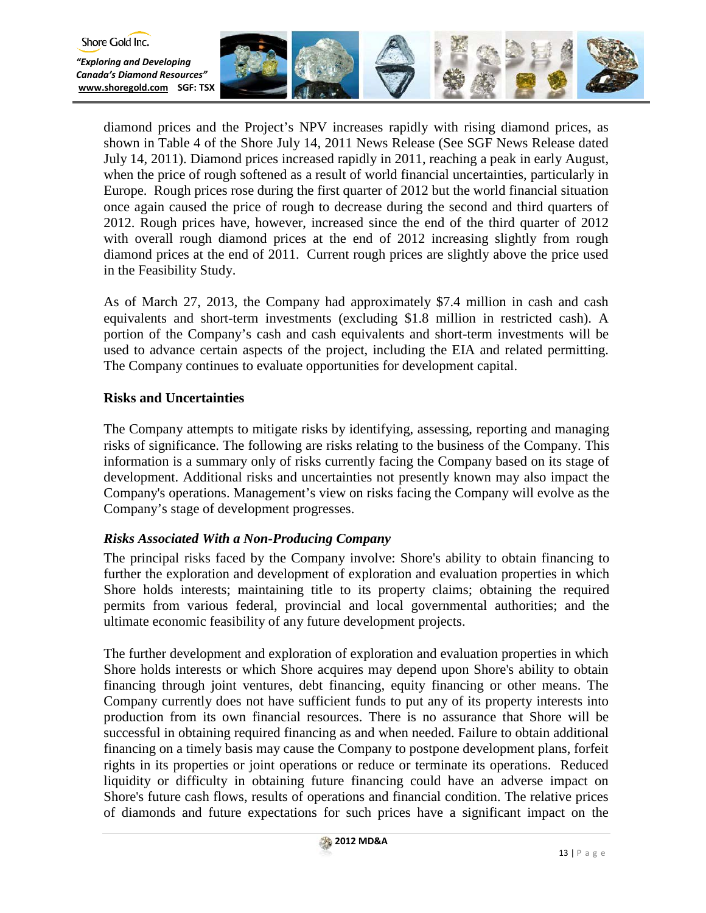diamond prices and the Project's NPV increases rapidly with rising diamond prices, as shown in Table 4 of the Shore July 14, 2011 News Release (See SGF News Release dated July 14, 2011). Diamond prices increased rapidly in 2011, reaching a peak in early August, when the price of rough softened as a result of world financial uncertainties, particularly in Europe. Rough prices rose during the first quarter of 2012 but the world financial situation once again caused the price of rough to decrease during the second and third quarters of 2012. Rough prices have, however, increased since the end of the third quarter of 2012 with overall rough diamond prices at the end of 2012 increasing slightly from rough diamond prices at the end of 2011. Current rough prices are slightly above the price used in the Feasibility Study.

As of March 27, 2013, the Company had approximately $7.4 million in cash and cash equivalents and short-term investments (excluding $1.8 million in restricted cash). A portion of the Company's cash and cash equivalents and short-term investments will be used to advance certain aspects of the project, including the EIA and related permitting. The Company continues to evaluate opportunities for development capital.

## Risks and Uncertainties

The Company attempts to mitigate risks by identifying, assessing, reporting and managing risks of significance. The following are risks relating to the business of the Company. This information is a summary only of risks currently facing the Company based on its stage of development. Additional risks and uncertainties not presently known may also impact the Company's operations. Management's view on risks facing the Company will evolve as the Company's stage of development progresses.

### *Risks Associated With a Non-Producing Company*

The principal risks faced by the Company involve: Shore's ability to obtain financing to further the exploration and development of exploration and evaluation properties in which Shore holds interests; maintaining title to its property claims; obtaining the required permits from various federal, provincial and local governmental authorities; and the ultimate economic feasibility of any future development projects.

The further development and exploration of exploration and evaluation properties in which Shore holds interests or which Shore acquires may depend upon Shore's ability to obtain financing through joint ventures, debt financing, equity financing or other means. The Company currently does not have sufficient funds to put any of its property interests into production from its own financial resources. There is no assurance that Shore will be successful in obtaining required financing as and when needed. Failure to obtain additional financing on a timely basis may cause the Company to postpone development plans, forfeit rights in its properties or joint operations or reduce or terminate its operations. Reduced liquidity or difficulty in obtaining future financing could have an adverse impact on Shore's future cash flows, results of operations and financial condition. The relative prices of diamonds and future expectations for such prices have a significant impact on the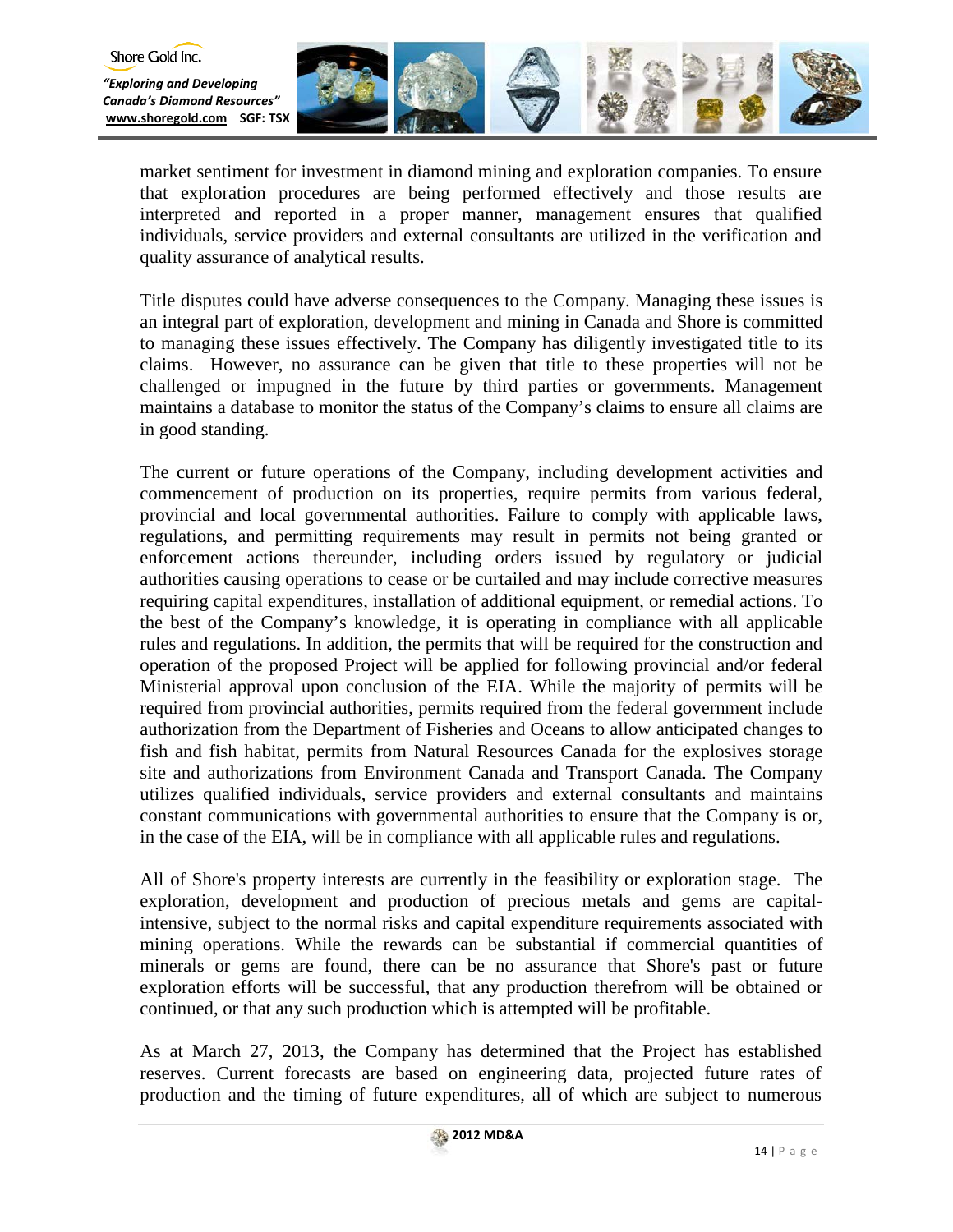market sentiment for investment in diamond mining and exploration companies. To ensure that exploration procedures are being performed effectively and those results are interpreted and reported in a proper manner, management ensures that qualified individuals, service providers and external consultants are utilized in the verification and quality assurance of analytical results.

Title disputes could have adverse consequences to the Company. Managing these issues is an integral part of exploration, development and mining in Canada and Shore is committed to managing these issues effectively. The Company has diligently investigated title to its claims. However, no assurance can be given that title to these properties will not be challenged or impugned in the future by third parties or governments. Management maintains a database to monitor the status of the Company's claims to ensure all claims are in good standing.

The current or future operations of the Company, including development activities and commencement of production on its properties, require permits from various federal, provincial and local governmental authorities. Failure to comply with applicable laws, regulations, and permitting requirements may result in permits not being granted or enforcement actions thereunder, including orders issued by regulatory or judicial authorities causing operations to cease or be curtailed and may include corrective measures requiring capital expenditures, installation of additional equipment, or remedial actions. To the best of the Company's knowledge, it is operating in compliance with all applicable rules and regulations. In addition, the permits that will be required for the construction and operation of the proposed Project will be applied for following provincial and/or federal Ministerial approval upon conclusion of the EIA. While the majority of permits will be required from provincial authorities, permits required from the federal government include authorization from the Department of Fisheries and Oceans to allow anticipated changes to fish and fish habitat, permits from Natural Resources Canada for the explosives storage site and authorizations from Environment Canada and Transport Canada. The Company utilizes qualified individuals, service providers and external consultants and maintains constant communications with governmental authorities to ensure that the Company is or, in the case of the EIA, will be in compliance with all applicable rules and regulations.

All of Shore's property interests are currently in the feasibility or exploration stage. The exploration, development and production of precious metals and gems are capital-intensive, subject to the normal risks and capital expenditure requirements associated with mining operations. While the rewards can be substantial if commercial quantities of minerals or gems are found, there can be no assurance that Shore's past or future exploration efforts will be successful, that any production therefrom will be obtained or continued, or that any such production which is attempted will be profitable.

As at March 27, 2013, the Company has determined that the Project has established reserves. Current forecasts are based on engineering data, projected future rates of production and the timing of future expenditures, all of which are subject to numerous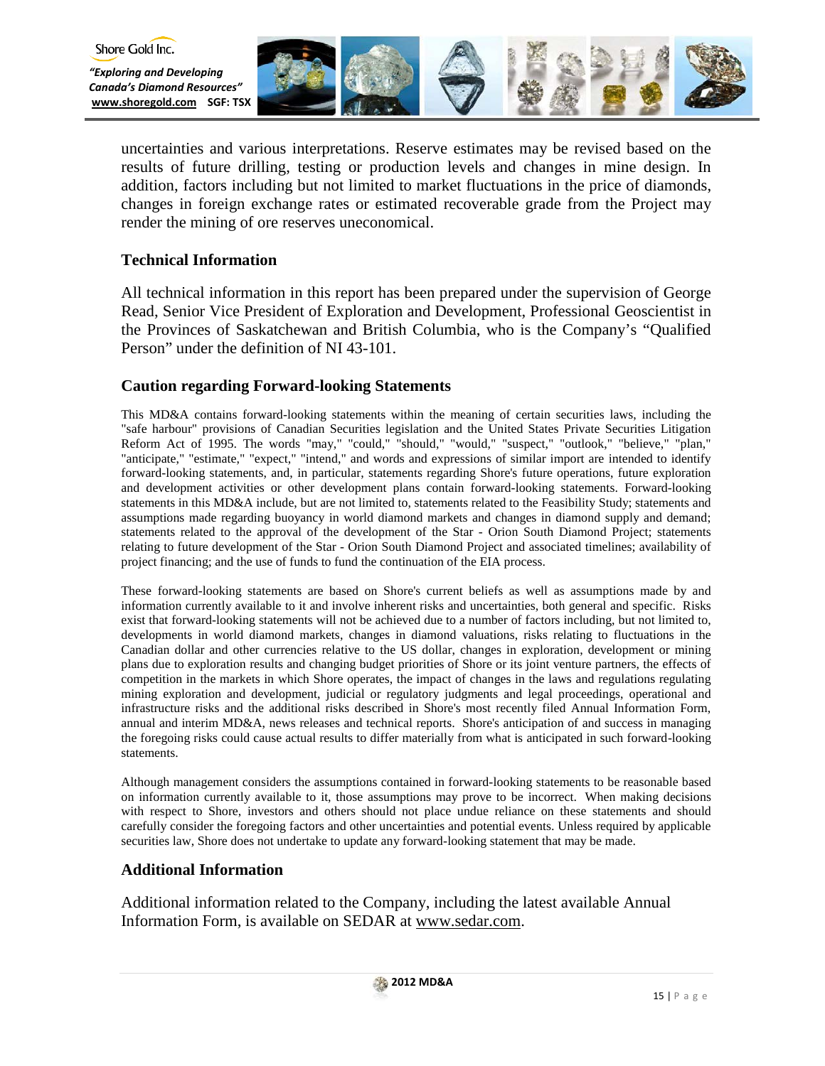uncertainties and various interpretations. Reserve estimates may be revised based on the results of future drilling, testing or production levels and changes in mine design. In addition, factors including but not limited to market fluctuations in the price of diamonds, changes in foreign exchange rates or estimated recoverable grade from the Project may render the mining of ore reserves uneconomical.

## Technical Information

All technical information in this report has been prepared under the supervision of George Read, Senior Vice President of Exploration and Development, Professional Geoscientist in the Provinces of Saskatchewan and British Columbia, who is the Company's "Qualified Person" under the definition of NI 43-101.

## Caution regarding Forward-looking Statements

This MD&A contains forward-looking statements within the meaning of certain securities laws, including the "safe harbour" provisions of Canadian Securities legislation and the United States Private Securities Litigation Reform Act of 1995. The words "may," "could," "should," "would," "suspect," "outlook," "believe," "plan," "anticipate," "estimate," "expect," "intend," and words and expressions of similar import are intended to identify forward-looking statements, and, in particular, statements regarding Shore's future operations, future exploration and development activities or other development plans contain forward-looking statements. Forward-looking statements in this MD&A include, but are not limited to, statements related to the Feasibility Study; statements and assumptions made regarding buoyancy in world diamond markets and changes in diamond supply and demand; statements related to the approval of the development of the Star - Orion South Diamond Project; statements relating to future development of the Star - Orion South Diamond Project and associated timelines; availability of project financing; and the use of funds to fund the continuation of the EIA process.

These forward-looking statements are based on Shore's current beliefs as well as assumptions made by and information currently available to it and involve inherent risks and uncertainties, both general and specific. Risks exist that forward-looking statements will not be achieved due to a number of factors including, but not limited to, developments in world diamond markets, changes in diamond valuations, risks relating to fluctuations in the Canadian dollar and other currencies relative to the US dollar, changes in exploration, development or mining plans due to exploration results and changing budget priorities of Shore or its joint venture partners, the effects of competition in the markets in which Shore operates, the impact of changes in the laws and regulations regulating mining exploration and development, judicial or regulatory judgments and legal proceedings, operational and infrastructure risks and the additional risks described in Shore's most recently filed Annual Information Form, annual and interim MD&A, news releases and technical reports. Shore's anticipation of and success in managing the foregoing risks could cause actual results to differ materially from what is anticipated in such forward-looking statements.

Although management considers the assumptions contained in forward-looking statements to be reasonable based on information currently available to it, those assumptions may prove to be incorrect. When making decisions with respect to Shore, investors and others should not place undue reliance on these statements and should carefully consider the foregoing factors and other uncertainties and potential events. Unless required by applicable securities law, Shore does not undertake to update any forward-looking statement that may be made.

## Additional Information

Additional information related to the Company, including the latest available Annual Information Form, is available on SEDAR at www.sedar.com.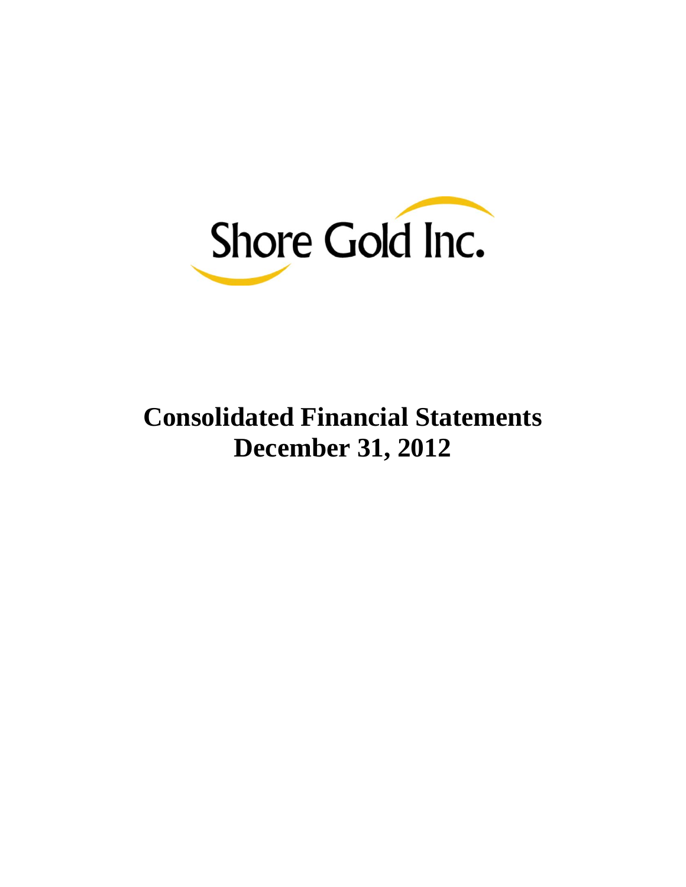Shore Gold Inc.

# Consolidated Financial Statements
# December 31, 2012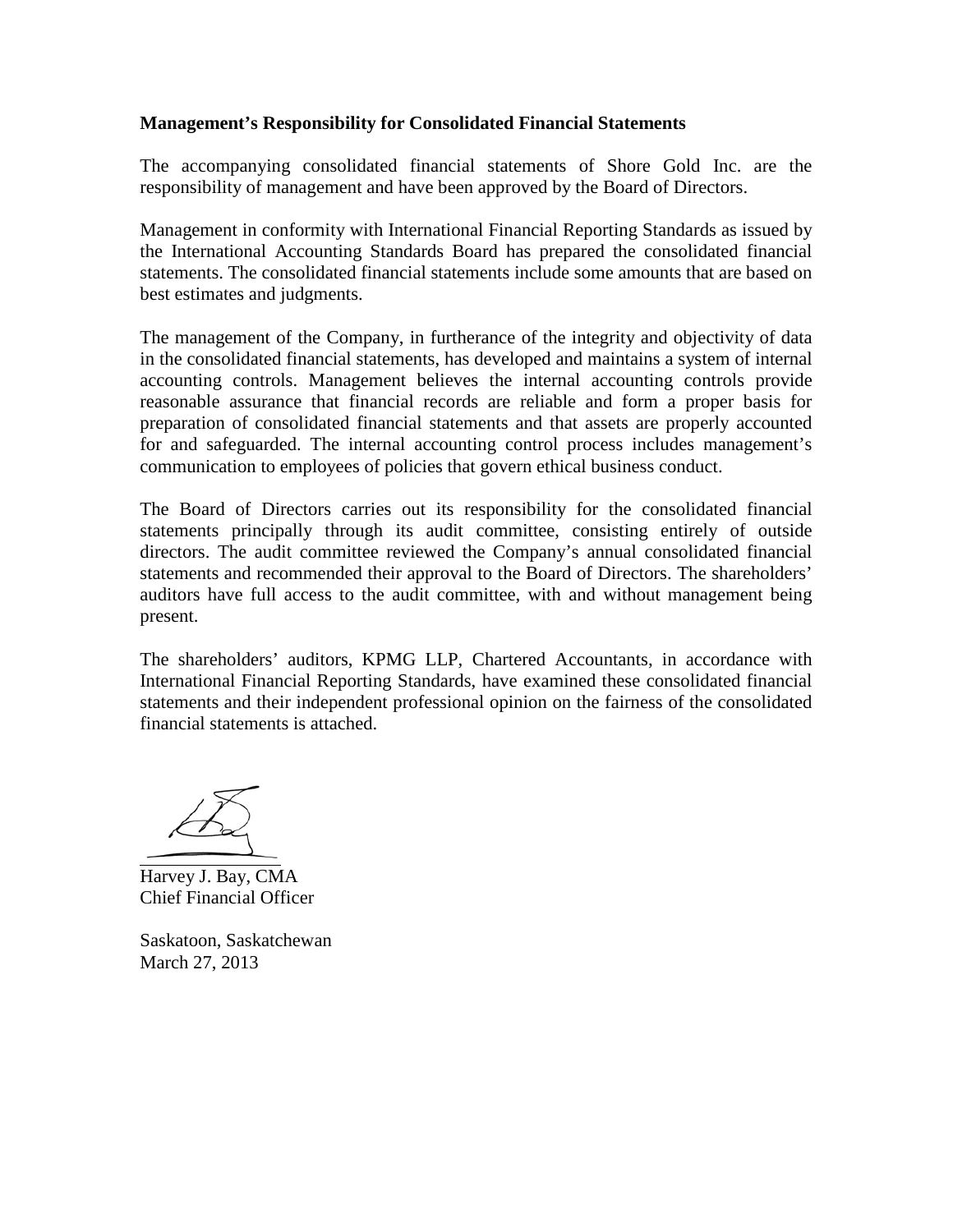**Management's Responsibility for Consolidated Financial Statements**

The accompanying consolidated financial statements of Shore Gold Inc. are the responsibility of management and have been approved by the Board of Directors.

Management in conformity with International Financial Reporting Standards as issued by the International Accounting Standards Board has prepared the consolidated financial statements. The consolidated financial statements include some amounts that are based on best estimates and judgments.

The management of the Company, in furtherance of the integrity and objectivity of data in the consolidated financial statements, has developed and maintains a system of internal accounting controls. Management believes the internal accounting controls provide reasonable assurance that financial records are reliable and form a proper basis for preparation of consolidated financial statements and that assets are properly accounted for and safeguarded. The internal accounting control process includes management's communication to employees of policies that govern ethical business conduct.

The Board of Directors carries out its responsibility for the consolidated financial statements principally through its audit committee, consisting entirely of outside directors. The audit committee reviewed the Company's annual consolidated financial statements and recommended their approval to the Board of Directors. The shareholders' auditors have full access to the audit committee, with and without management being present.

The shareholders' auditors, KPMG LLP, Chartered Accountants, in accordance with International Financial Reporting Standards, have examined these consolidated financial statements and their independent professional opinion on the fairness of the consolidated financial statements is attached.

Harvey J. Bay, CMA
Chief Financial Officer

Saskatoon, Saskatchewan
March 27, 2013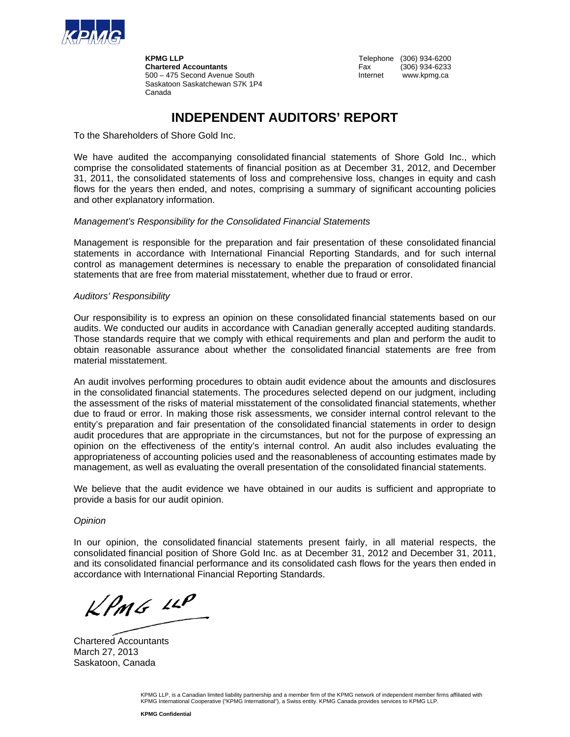**KPMG LLP**
**Chartered Accountants**
500 – 475 Second Avenue South
Saskatoon Saskatchewan S7K 1P4
Canada

Telephone (306) 934-6200
Fax (306) 934-6233
Internet www.kpmg.ca

# INDEPENDENT AUDITORS' REPORT

To the Shareholders of Shore Gold Inc.

We have audited the accompanying consolidated financial statements of Shore Gold Inc., which comprise the consolidated statements of financial position as at December 31, 2012, and December 31, 2011, the consolidated statements of loss and comprehensive loss, changes in equity and cash flows for the years then ended, and notes, comprising a summary of significant accounting policies and other explanatory information.

*Management's Responsibility for the Consolidated Financial Statements*

Management is responsible for the preparation and fair presentation of these consolidated financial statements in accordance with International Financial Reporting Standards, and for such internal control as management determines is necessary to enable the preparation of consolidated financial statements that are free from material misstatement, whether due to fraud or error.

*Auditors' Responsibility*

Our responsibility is to express an opinion on these consolidated financial statements based on our audits. We conducted our audits in accordance with Canadian generally accepted auditing standards. Those standards require that we comply with ethical requirements and plan and perform the audit to obtain reasonable assurance about whether the consolidated financial statements are free from material misstatement.

An audit involves performing procedures to obtain audit evidence about the amounts and disclosures in the consolidated financial statements. The procedures selected depend on our judgment, including the assessment of the risks of material misstatement of the consolidated financial statements, whether due to fraud or error. In making those risk assessments, we consider internal control relevant to the entity's preparation and fair presentation of the consolidated financial statements in order to design audit procedures that are appropriate in the circumstances, but not for the purpose of expressing an opinion on the effectiveness of the entity's internal control. An audit also includes evaluating the appropriateness of accounting policies used and the reasonableness of accounting estimates made by management, as well as evaluating the overall presentation of the consolidated financial statements.

We believe that the audit evidence we have obtained in our audits is sufficient and appropriate to provide a basis for our audit opinion.

*Opinion*

In our opinion, the consolidated financial statements present fairly, in all material respects, the consolidated financial position of Shore Gold Inc. as at December 31, 2012 and December 31, 2011, and its consolidated financial performance and its consolidated cash flows for the years then ended in accordance with International Financial Reporting Standards.

KPMG LLP

Chartered Accountants
March 27, 2013
Saskatoon, Canada

KPMG LLP, is a Canadian limited liability partnership and a member firm of the KPMG network of independent member firms affiliated with KPMG International Cooperative ("KPMG International"), a Swiss entity. KPMG Canada provides services to KPMG LLP.

**KPMG Confidential**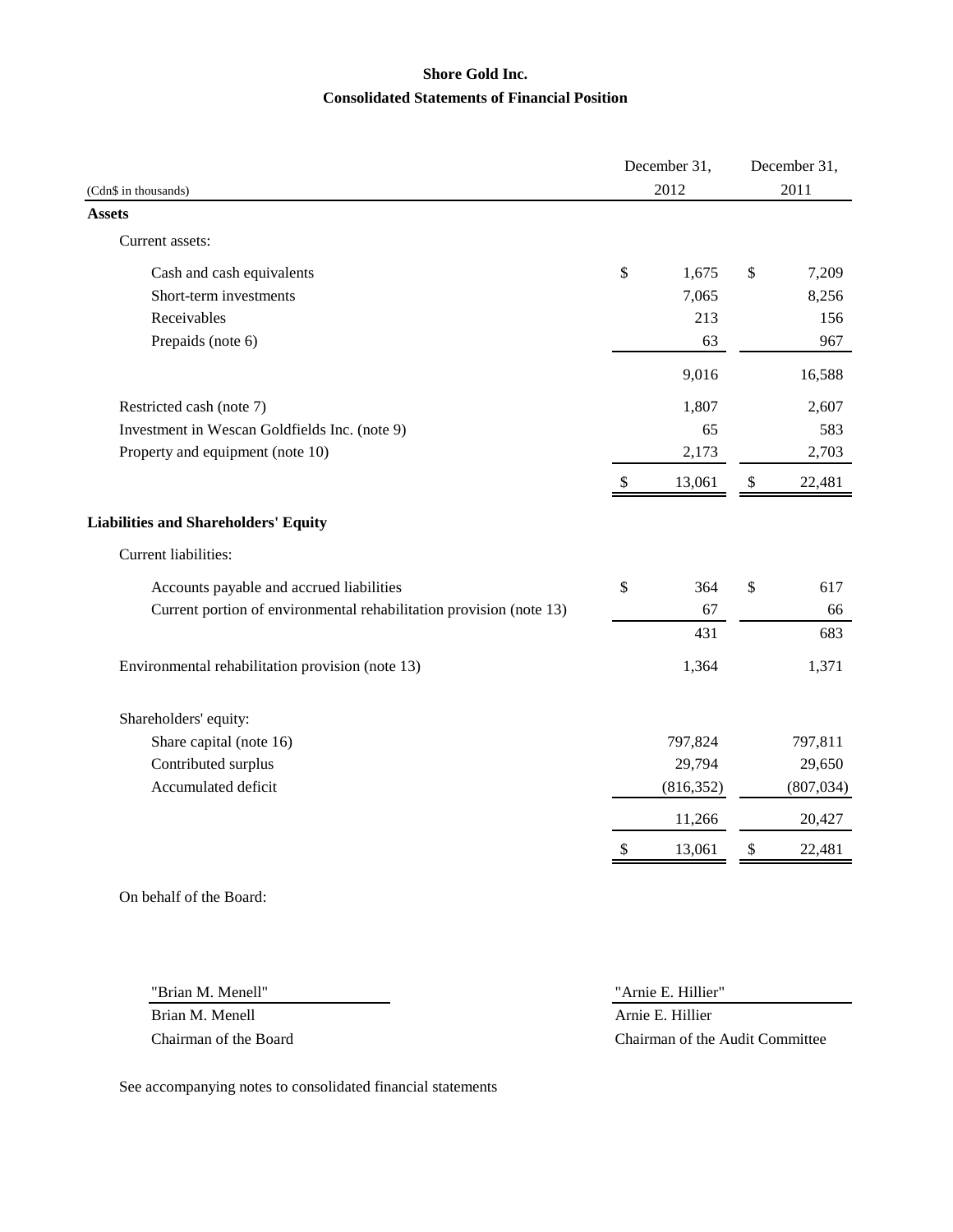# Shore Gold Inc.

## Consolidated Statements of Financial Position

| (Cdn$ in thousands) | December 31, 2012 | December 31, 2011 |
|---|---|---|
| **Assets** | | |
| Current assets: | | |
| Cash and cash equivalents | $ 1,675 | $ 7,209 |
| Short-term investments | 7,065 | 8,256 |
| Receivables | 213 | 156 |
| Prepaids (note 6) | 63 | 967 |
| | 9,016 | 16,588 |
| Restricted cash (note 7) | 1,807 | 2,607 |
| Investment in Wescan Goldfields Inc. (note 9) | 65 | 583 |
| Property and equipment (note 10) | 2,173 | 2,703 |
| | $ 13,061 | $ 22,481 |
| **Liabilities and Shareholders' Equity** | | |
| Current liabilities: | | |
| Accounts payable and accrued liabilities | $ 364 | $ 617 |
| Current portion of environmental rehabilitation provision (note 13) | 67 | 66 |
| | 431 | 683 |
| Environmental rehabilitation provision (note 13) | 1,364 | 1,371 |
| Shareholders' equity: | | |
| Share capital (note 16) | 797,824 | 797,811 |
| Contributed surplus | 29,794 | 29,650 |
| Accumulated deficit | (816,352) | (807,034) |
| | 11,266 | 20,427 |
| | $ 13,061 | $ 22,481 |

On behalf of the Board:

| "Brian M. Menell" | "Arnie E. Hillier" |
|---|---|
| Brian M. Menell | Arnie E. Hillier |
| Chairman of the Board | Chairman of the Audit Committee |

See accompanying notes to consolidated financial statements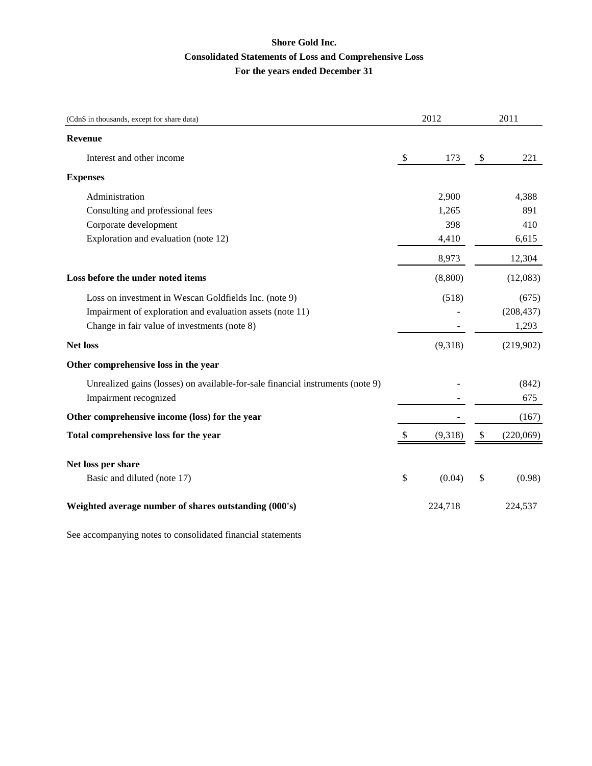# Shore Gold Inc.

## Consolidated Statements of Loss and Comprehensive Loss

### For the years ended December 31

| (Cdn$ in thousands, except for share data) | 2012 | 2011 |
|---|---|---|
| **Revenue** | | |
| Interest and other income | $ 173 | $ 221 |
| **Expenses** | | |
| Administration | 2,900 | 4,388 |
| Consulting and professional fees | 1,265 | 891 |
| Corporate development | 398 | 410 |
| Exploration and evaluation (note 12) | 4,410 | 6,615 |
| | 8,973 | 12,304 |
| **Loss before the under noted items** | (8,800) | (12,083) |
| Loss on investment in Wescan Goldfields Inc. (note 9) | (518) | (675) |
| Impairment of exploration and evaluation assets (note 11) | - | (208,437) |
| Change in fair value of investments (note 8) | - | 1,293 |
| **Net loss** | (9,318) | (219,902) |
| **Other comprehensive loss in the year** | | |
| Unrealized gains (losses) on available-for-sale financial instruments (note 9) | - | (842) |
| Impairment recognized | - | 675 |
| **Other comprehensive income (loss) for the year** | - | (167) |
| **Total comprehensive loss for the year** | $ (9,318) | $ (220,069) |
| **Net loss per share** | | |
| Basic and diluted (note 17) | $ (0.04) | $ (0.98) |
| **Weighted average number of shares outstanding (000's)** | 224,718 | 224,537 |

See accompanying notes to consolidated financial statements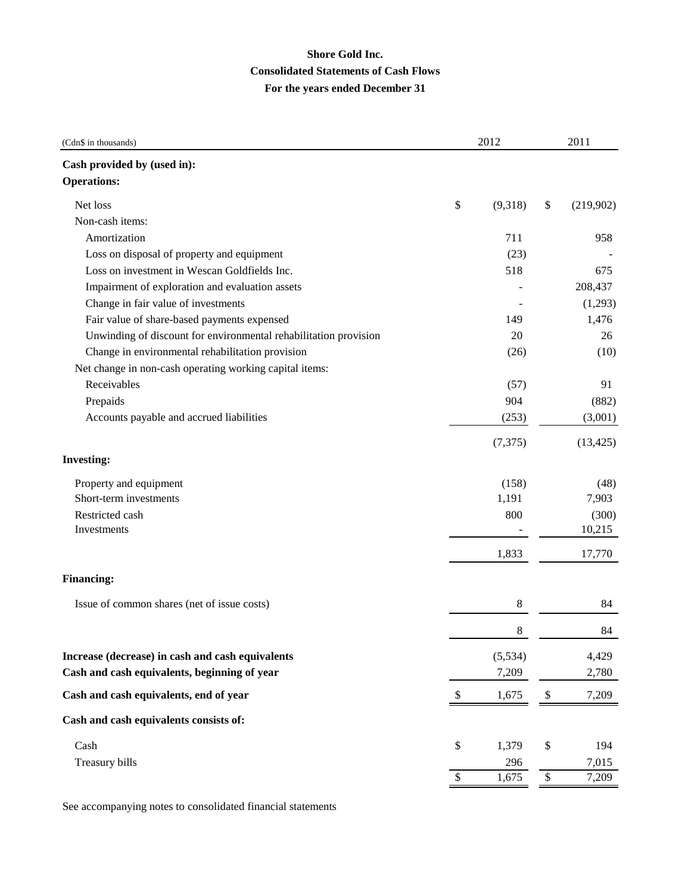**Shore Gold Inc.**

**Consolidated Statements of Cash Flows**

**For the years ended December 31**

| (Cdn$ in thousands) | 2012 | 2011 |
|---|---|---|
| **Cash provided by (used in):** | | |
| **Operations:** | | |
| Net loss | $ (9,318) | $ (219,902) |
| Non-cash items: | | |
| Amortization | 711 | 958 |
| Loss on disposal of property and equipment | (23) | - |
| Loss on investment in Wescan Goldfields Inc. | 518 | 675 |
| Impairment of exploration and evaluation assets | - | 208,437 |
| Change in fair value of investments | - | (1,293) |
| Fair value of share-based payments expensed | 149 | 1,476 |
| Unwinding of discount for environmental rehabilitation provision | 20 | 26 |
| Change in environmental rehabilitation provision | (26) | (10) |
| Net change in non-cash operating working capital items: | | |
| Receivables | (57) | 91 |
| Prepaids | 904 | (882) |
| Accounts payable and accrued liabilities | (253) | (3,001) |
| | (7,375) | (13,425) |
| **Investing:** | | |
| Property and equipment | (158) | (48) |
| Short-term investments | 1,191 | 7,903 |
| Restricted cash | 800 | (300) |
| Investments | - | 10,215 |
| | 1,833 | 17,770 |
| **Financing:** | | |
| Issue of common shares (net of issue costs) | 8 | 84 |
| | 8 | 84 |
| **Increase (decrease) in cash and cash equivalents** | (5,534) | 4,429 |
| **Cash and cash equivalents, beginning of year** | 7,209 | 2,780 |
| **Cash and cash equivalents, end of year** | $ 1,675 | $ 7,209 |
| **Cash and cash equivalents consists of:** | | |
| Cash | $ 1,379 | $ 194 |
| Treasury bills | 296 | 7,015 |
| | $ 1,675 | $ 7,209 |

See accompanying notes to consolidated financial statements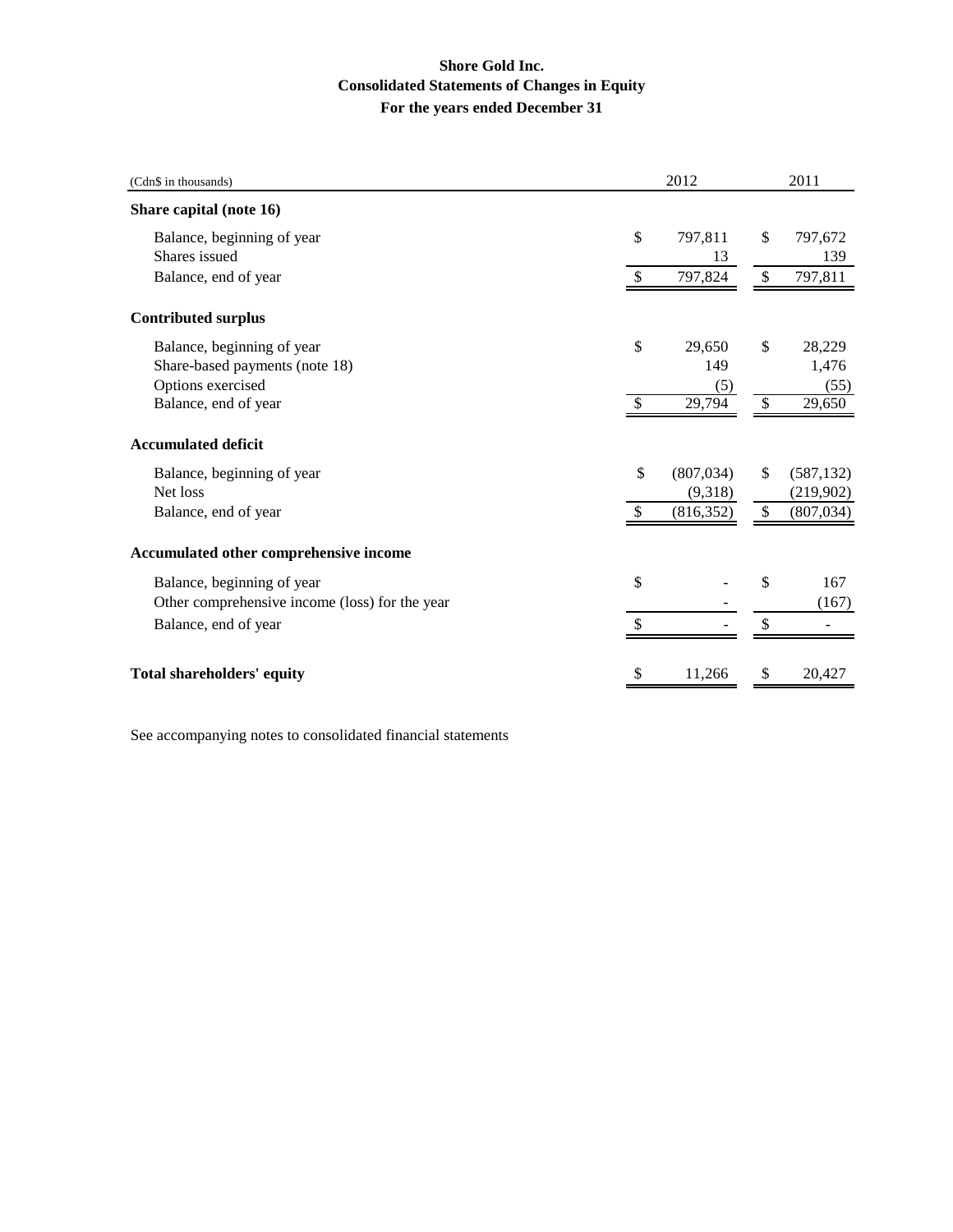**Shore Gold Inc.**
**Consolidated Statements of Changes in Equity**
**For the years ended December 31**

| (Cdn$ in thousands) | 2012 | 2011 |
|---|---|---|
| **Share capital (note 16)** | | |
| Balance, beginning of year | $ 797,811 | $ 797,672 |
| Shares issued | 13 | 139 |
| Balance, end of year | $ 797,824 | $ 797,811 |
| **Contributed surplus** | | |
| Balance, beginning of year | $ 29,650 | $ 28,229 |
| Share-based payments (note 18) | 149 | 1,476 |
| Options exercised | (5) | (55) |
| Balance, end of year | $ 29,794 | $ 29,650 |
| **Accumulated deficit** | | |
| Balance, beginning of year | $ (807,034) | $ (587,132) |
| Net loss | (9,318) | (219,902) |
| Balance, end of year | $ (816,352) | $ (807,034) |
| **Accumulated other comprehensive income** | | |
| Balance, beginning of year | $ - | $ 167 |
| Other comprehensive income (loss) for the year | - | (167) |
| Balance, end of year | $ - | $ - |
| **Total shareholders' equity** | $ 11,266 | $ 20,427 |

See accompanying notes to consolidated financial statements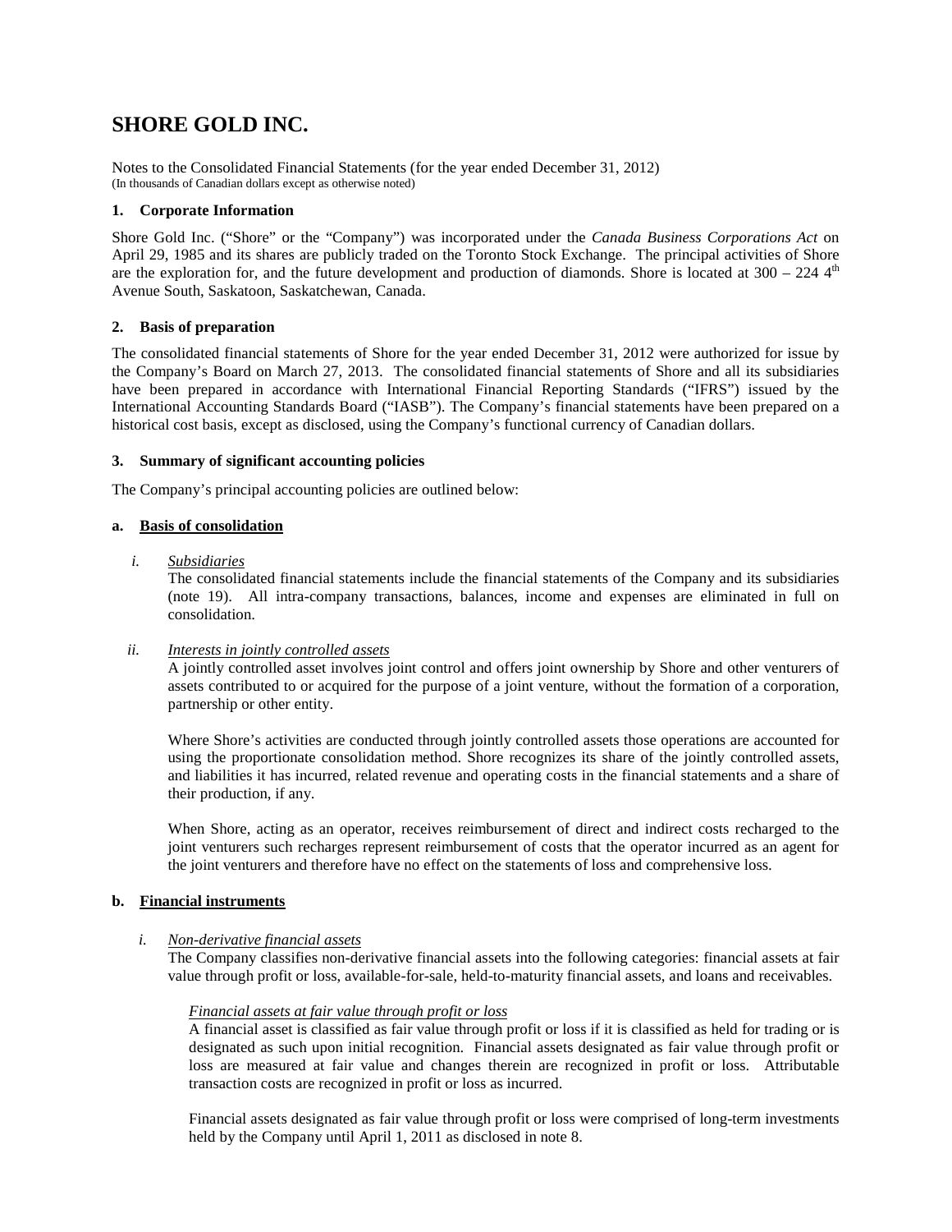# SHORE GOLD INC.

Notes to the Consolidated Financial Statements (for the year ended December 31, 2012)
(In thousands of Canadian dollars except as otherwise noted)

## 1. Corporate Information

Shore Gold Inc. ("Shore" or the "Company") was incorporated under the *Canada Business Corporations Act* on April 29, 1985 and its shares are publicly traded on the Toronto Stock Exchange. The principal activities of Shore are the exploration for, and the future development and production of diamonds. Shore is located at 300 – 224 4th Avenue South, Saskatoon, Saskatchewan, Canada.

## 2. Basis of preparation

The consolidated financial statements of Shore for the year ended December 31, 2012 were authorized for issue by the Company's Board on March 27, 2013. The consolidated financial statements of Shore and all its subsidiaries have been prepared in accordance with International Financial Reporting Standards ("IFRS") issued by the International Accounting Standards Board ("IASB"). The Company's financial statements have been prepared on a historical cost basis, except as disclosed, using the Company's functional currency of Canadian dollars.

## 3. Summary of significant accounting policies

The Company's principal accounting policies are outlined below:

### a. Basis of consolidation

*i. Subsidiaries*

The consolidated financial statements include the financial statements of the Company and its subsidiaries (note 19). All intra-company transactions, balances, income and expenses are eliminated in full on consolidation.

*ii. Interests in jointly controlled assets*

A jointly controlled asset involves joint control and offers joint ownership by Shore and other venturers of assets contributed to or acquired for the purpose of a joint venture, without the formation of a corporation, partnership or other entity.

Where Shore's activities are conducted through jointly controlled assets those operations are accounted for using the proportionate consolidation method. Shore recognizes its share of the jointly controlled assets, and liabilities it has incurred, related revenue and operating costs in the financial statements and a share of their production, if any.

When Shore, acting as an operator, receives reimbursement of direct and indirect costs recharged to the joint venturers such recharges represent reimbursement of costs that the operator incurred as an agent for the joint venturers and therefore have no effect on the statements of loss and comprehensive loss.

### b. Financial instruments

*i. Non-derivative financial assets*

The Company classifies non-derivative financial assets into the following categories: financial assets at fair value through profit or loss, available-for-sale, held-to-maturity financial assets, and loans and receivables.

*Financial assets at fair value through profit or loss*

A financial asset is classified as fair value through profit or loss if it is classified as held for trading or is designated as such upon initial recognition. Financial assets designated as fair value through profit or loss are measured at fair value and changes therein are recognized in profit or loss. Attributable transaction costs are recognized in profit or loss as incurred.

Financial assets designated as fair value through profit or loss were comprised of long-term investments held by the Company until April 1, 2011 as disclosed in note 8.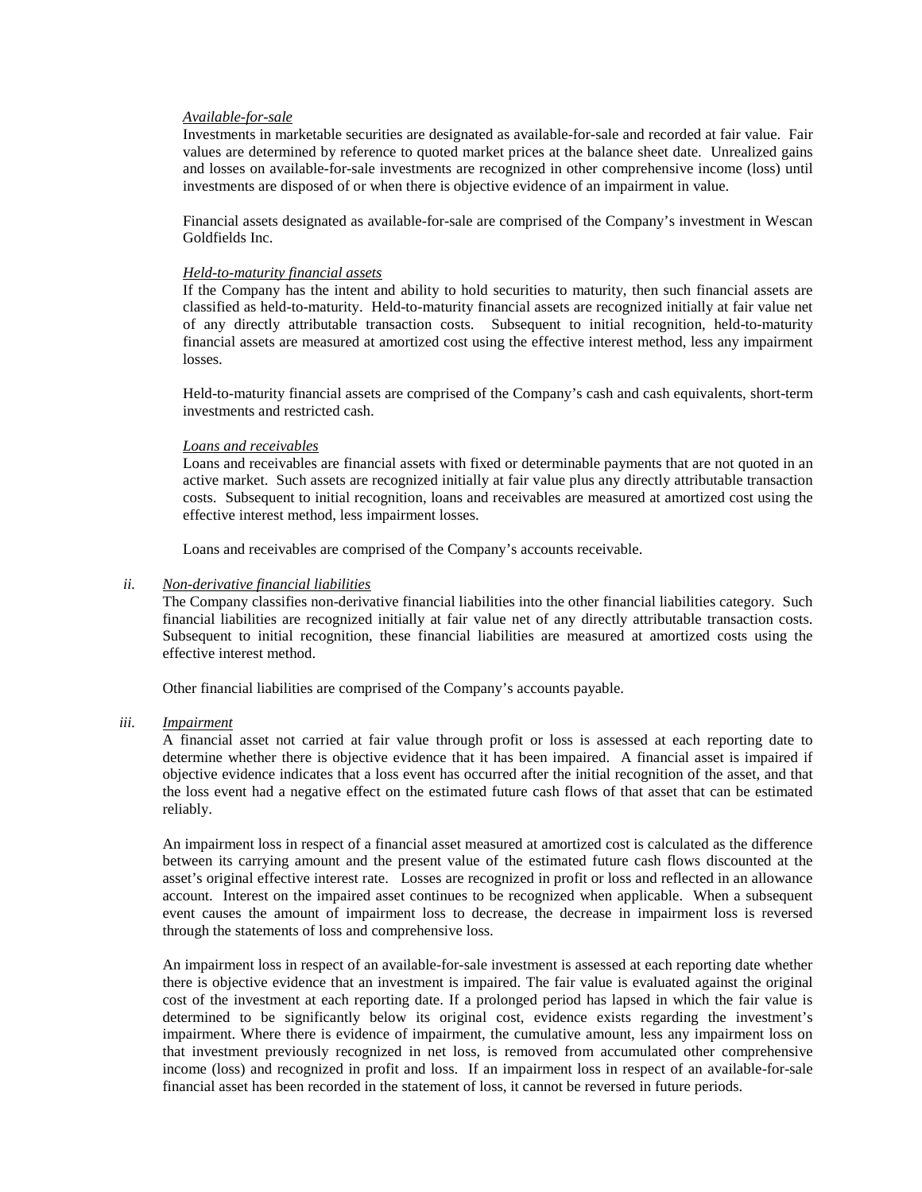*Available-for-sale*

Investments in marketable securities are designated as available-for-sale and recorded at fair value. Fair values are determined by reference to quoted market prices at the balance sheet date. Unrealized gains and losses on available-for-sale investments are recognized in other comprehensive income (loss) until investments are disposed of or when there is objective evidence of an impairment in value.

Financial assets designated as available-for-sale are comprised of the Company's investment in Wescan Goldfields Inc.

*Held-to-maturity financial assets*

If the Company has the intent and ability to hold securities to maturity, then such financial assets are classified as held-to-maturity. Held-to-maturity financial assets are recognized initially at fair value net of any directly attributable transaction costs. Subsequent to initial recognition, held-to-maturity financial assets are measured at amortized cost using the effective interest method, less any impairment losses.

Held-to-maturity financial assets are comprised of the Company's cash and cash equivalents, short-term investments and restricted cash.

*Loans and receivables*

Loans and receivables are financial assets with fixed or determinable payments that are not quoted in an active market. Such assets are recognized initially at fair value plus any directly attributable transaction costs. Subsequent to initial recognition, loans and receivables are measured at amortized cost using the effective interest method, less impairment losses.

Loans and receivables are comprised of the Company's accounts receivable.

ii. *Non-derivative financial liabilities*

The Company classifies non-derivative financial liabilities into the other financial liabilities category. Such financial liabilities are recognized initially at fair value net of any directly attributable transaction costs. Subsequent to initial recognition, these financial liabilities are measured at amortized costs using the effective interest method.

Other financial liabilities are comprised of the Company's accounts payable.

iii. *Impairment*

A financial asset not carried at fair value through profit or loss is assessed at each reporting date to determine whether there is objective evidence that it has been impaired. A financial asset is impaired if objective evidence indicates that a loss event has occurred after the initial recognition of the asset, and that the loss event had a negative effect on the estimated future cash flows of that asset that can be estimated reliably.

An impairment loss in respect of a financial asset measured at amortized cost is calculated as the difference between its carrying amount and the present value of the estimated future cash flows discounted at the asset's original effective interest rate. Losses are recognized in profit or loss and reflected in an allowance account. Interest on the impaired asset continues to be recognized when applicable. When a subsequent event causes the amount of impairment loss to decrease, the decrease in impairment loss is reversed through the statements of loss and comprehensive loss.

An impairment loss in respect of an available-for-sale investment is assessed at each reporting date whether there is objective evidence that an investment is impaired. The fair value is evaluated against the original cost of the investment at each reporting date. If a prolonged period has lapsed in which the fair value is determined to be significantly below its original cost, evidence exists regarding the investment's impairment. Where there is evidence of impairment, the cumulative amount, less any impairment loss on that investment previously recognized in net loss, is removed from accumulated other comprehensive income (loss) and recognized in profit and loss. If an impairment loss in respect of an available-for-sale financial asset has been recorded in the statement of loss, it cannot be reversed in future periods.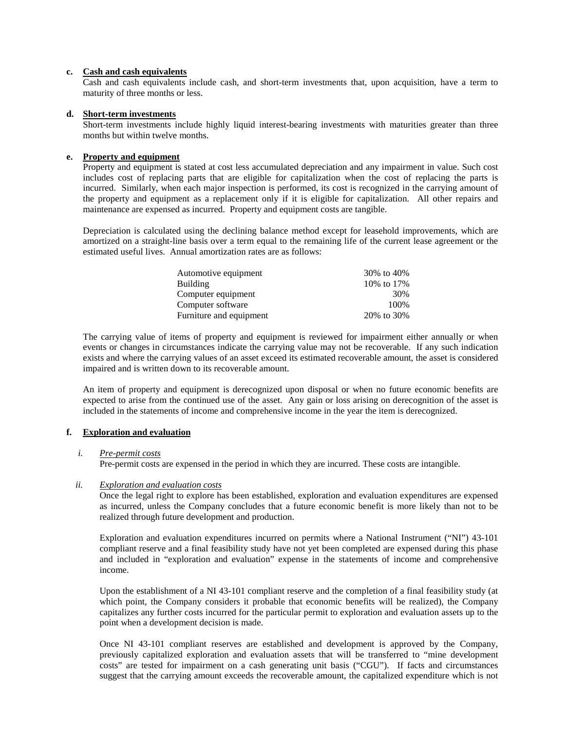**c. Cash and cash equivalents**

Cash and cash equivalents include cash, and short-term investments that, upon acquisition, have a term to maturity of three months or less.

**d. Short-term investments**

Short-term investments include highly liquid interest-bearing investments with maturities greater than three months but within twelve months.

**e. Property and equipment**

Property and equipment is stated at cost less accumulated depreciation and any impairment in value. Such cost includes cost of replacing parts that are eligible for capitalization when the cost of replacing the parts is incurred. Similarly, when each major inspection is performed, its cost is recognized in the carrying amount of the property and equipment as a replacement only if it is eligible for capitalization. All other repairs and maintenance are expensed as incurred. Property and equipment costs are tangible.

Depreciation is calculated using the declining balance method except for leasehold improvements, which are amortized on a straight-line basis over a term equal to the remaining life of the current lease agreement or the estimated useful lives. Annual amortization rates are as follows:

| | |
|---|---|
| Automotive equipment | 30% to 40% |
| Building | 10% to 17% |
| Computer equipment | 30% |
| Computer software | 100% |
| Furniture and equipment | 20% to 30% |

The carrying value of items of property and equipment is reviewed for impairment either annually or when events or changes in circumstances indicate the carrying value may not be recoverable. If any such indication exists and where the carrying values of an asset exceed its estimated recoverable amount, the asset is considered impaired and is written down to its recoverable amount.

An item of property and equipment is derecognized upon disposal or when no future economic benefits are expected to arise from the continued use of the asset. Any gain or loss arising on derecognition of the asset is included in the statements of income and comprehensive income in the year the item is derecognized.

**f. Exploration and evaluation**

*i. Pre-permit costs*

Pre-permit costs are expensed in the period in which they are incurred. These costs are intangible.

*ii. Exploration and evaluation costs*

Once the legal right to explore has been established, exploration and evaluation expenditures are expensed as incurred, unless the Company concludes that a future economic benefit is more likely than not to be realized through future development and production.

Exploration and evaluation expenditures incurred on permits where a National Instrument ("NI") 43-101 compliant reserve and a final feasibility study have not yet been completed are expensed during this phase and included in "exploration and evaluation" expense in the statements of income and comprehensive income.

Upon the establishment of a NI 43-101 compliant reserve and the completion of a final feasibility study (at which point, the Company considers it probable that economic benefits will be realized), the Company capitalizes any further costs incurred for the particular permit to exploration and evaluation assets up to the point when a development decision is made.

Once NI 43-101 compliant reserves are established and development is approved by the Company, previously capitalized exploration and evaluation assets that will be transferred to "mine development costs" are tested for impairment on a cash generating unit basis ("CGU"). If facts and circumstances suggest that the carrying amount exceeds the recoverable amount, the capitalized expenditure which is not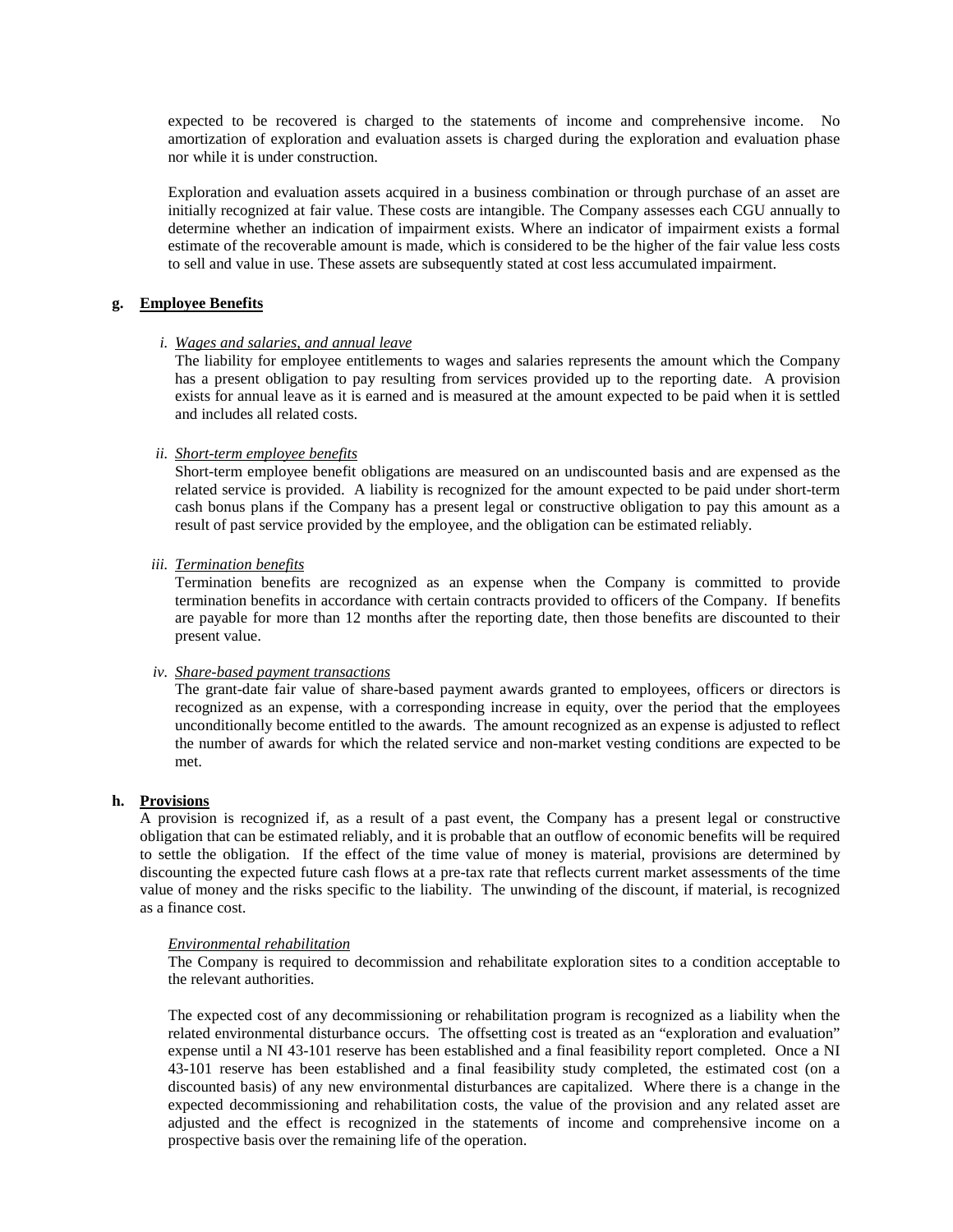expected to be recovered is charged to the statements of income and comprehensive income. No amortization of exploration and evaluation assets is charged during the exploration and evaluation phase nor while it is under construction.

Exploration and evaluation assets acquired in a business combination or through purchase of an asset are initially recognized at fair value. These costs are intangible. The Company assesses each CGU annually to determine whether an indication of impairment exists. Where an indicator of impairment exists a formal estimate of the recoverable amount is made, which is considered to be the higher of the fair value less costs to sell and value in use. These assets are subsequently stated at cost less accumulated impairment.

**g. Employee Benefits**

*i. Wages and salaries, and annual leave*

The liability for employee entitlements to wages and salaries represents the amount which the Company has a present obligation to pay resulting from services provided up to the reporting date. A provision exists for annual leave as it is earned and is measured at the amount expected to be paid when it is settled and includes all related costs.

*ii. Short-term employee benefits*

Short-term employee benefit obligations are measured on an undiscounted basis and are expensed as the related service is provided. A liability is recognized for the amount expected to be paid under short-term cash bonus plans if the Company has a present legal or constructive obligation to pay this amount as a result of past service provided by the employee, and the obligation can be estimated reliably.

*iii. Termination benefits*

Termination benefits are recognized as an expense when the Company is committed to provide termination benefits in accordance with certain contracts provided to officers of the Company. If benefits are payable for more than 12 months after the reporting date, then those benefits are discounted to their present value.

*iv. Share-based payment transactions*

The grant-date fair value of share-based payment awards granted to employees, officers or directors is recognized as an expense, with a corresponding increase in equity, over the period that the employees unconditionally become entitled to the awards. The amount recognized as an expense is adjusted to reflect the number of awards for which the related service and non-market vesting conditions are expected to be met.

**h. Provisions**

A provision is recognized if, as a result of a past event, the Company has a present legal or constructive obligation that can be estimated reliably, and it is probable that an outflow of economic benefits will be required to settle the obligation. If the effect of the time value of money is material, provisions are determined by discounting the expected future cash flows at a pre-tax rate that reflects current market assessments of the time value of money and the risks specific to the liability. The unwinding of the discount, if material, is recognized as a finance cost.

*Environmental rehabilitation*

The Company is required to decommission and rehabilitate exploration sites to a condition acceptable to the relevant authorities.

The expected cost of any decommissioning or rehabilitation program is recognized as a liability when the related environmental disturbance occurs. The offsetting cost is treated as an "exploration and evaluation" expense until a NI 43-101 reserve has been established and a final feasibility report completed. Once a NI 43-101 reserve has been established and a final feasibility study completed, the estimated cost (on a discounted basis) of any new environmental disturbances are capitalized. Where there is a change in the expected decommissioning and rehabilitation costs, the value of the provision and any related asset are adjusted and the effect is recognized in the statements of income and comprehensive income on a prospective basis over the remaining life of the operation.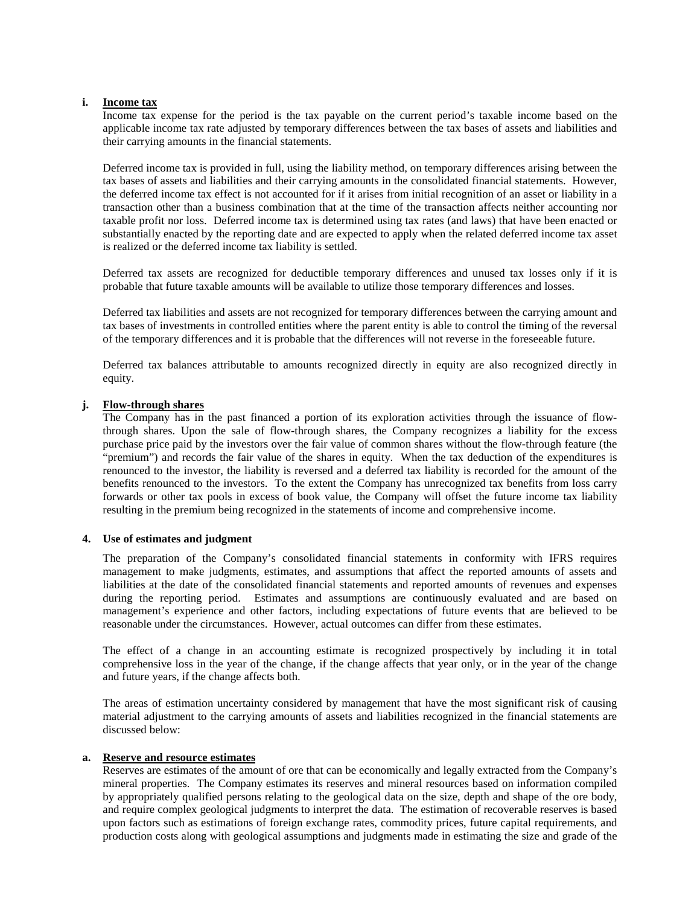**i. <u>Income tax</u>**

Income tax expense for the period is the tax payable on the current period's taxable income based on the applicable income tax rate adjusted by temporary differences between the tax bases of assets and liabilities and their carrying amounts in the financial statements.

Deferred income tax is provided in full, using the liability method, on temporary differences arising between the tax bases of assets and liabilities and their carrying amounts in the consolidated financial statements. However, the deferred income tax effect is not accounted for if it arises from initial recognition of an asset or liability in a transaction other than a business combination that at the time of the transaction affects neither accounting nor taxable profit nor loss. Deferred income tax is determined using tax rates (and laws) that have been enacted or substantially enacted by the reporting date and are expected to apply when the related deferred income tax asset is realized or the deferred income tax liability is settled.

Deferred tax assets are recognized for deductible temporary differences and unused tax losses only if it is probable that future taxable amounts will be available to utilize those temporary differences and losses.

Deferred tax liabilities and assets are not recognized for temporary differences between the carrying amount and tax bases of investments in controlled entities where the parent entity is able to control the timing of the reversal of the temporary differences and it is probable that the differences will not reverse in the foreseeable future.

Deferred tax balances attributable to amounts recognized directly in equity are also recognized directly in equity.

**j. <u>Flow-through shares</u>**

The Company has in the past financed a portion of its exploration activities through the issuance of flow-through shares. Upon the sale of flow-through shares, the Company recognizes a liability for the excess purchase price paid by the investors over the fair value of common shares without the flow-through feature (the "premium") and records the fair value of the shares in equity. When the tax deduction of the expenditures is renounced to the investor, the liability is reversed and a deferred tax liability is recorded for the amount of the benefits renounced to the investors. To the extent the Company has unrecognized tax benefits from loss carry forwards or other tax pools in excess of book value, the Company will offset the future income tax liability resulting in the premium being recognized in the statements of income and comprehensive income.

## 4. Use of estimates and judgment

The preparation of the Company's consolidated financial statements in conformity with IFRS requires management to make judgments, estimates, and assumptions that affect the reported amounts of assets and liabilities at the date of the consolidated financial statements and reported amounts of revenues and expenses during the reporting period. Estimates and assumptions are continuously evaluated and are based on management's experience and other factors, including expectations of future events that are believed to be reasonable under the circumstances. However, actual outcomes can differ from these estimates.

The effect of a change in an accounting estimate is recognized prospectively by including it in total comprehensive loss in the year of the change, if the change affects that year only, or in the year of the change and future years, if the change affects both.

The areas of estimation uncertainty considered by management that have the most significant risk of causing material adjustment to the carrying amounts of assets and liabilities recognized in the financial statements are discussed below:

**a. <u>Reserve and resource estimates</u>**

Reserves are estimates of the amount of ore that can be economically and legally extracted from the Company's mineral properties. The Company estimates its reserves and mineral resources based on information compiled by appropriately qualified persons relating to the geological data on the size, depth and shape of the ore body, and require complex geological judgments to interpret the data. The estimation of recoverable reserves is based upon factors such as estimations of foreign exchange rates, commodity prices, future capital requirements, and production costs along with geological assumptions and judgments made in estimating the size and grade of the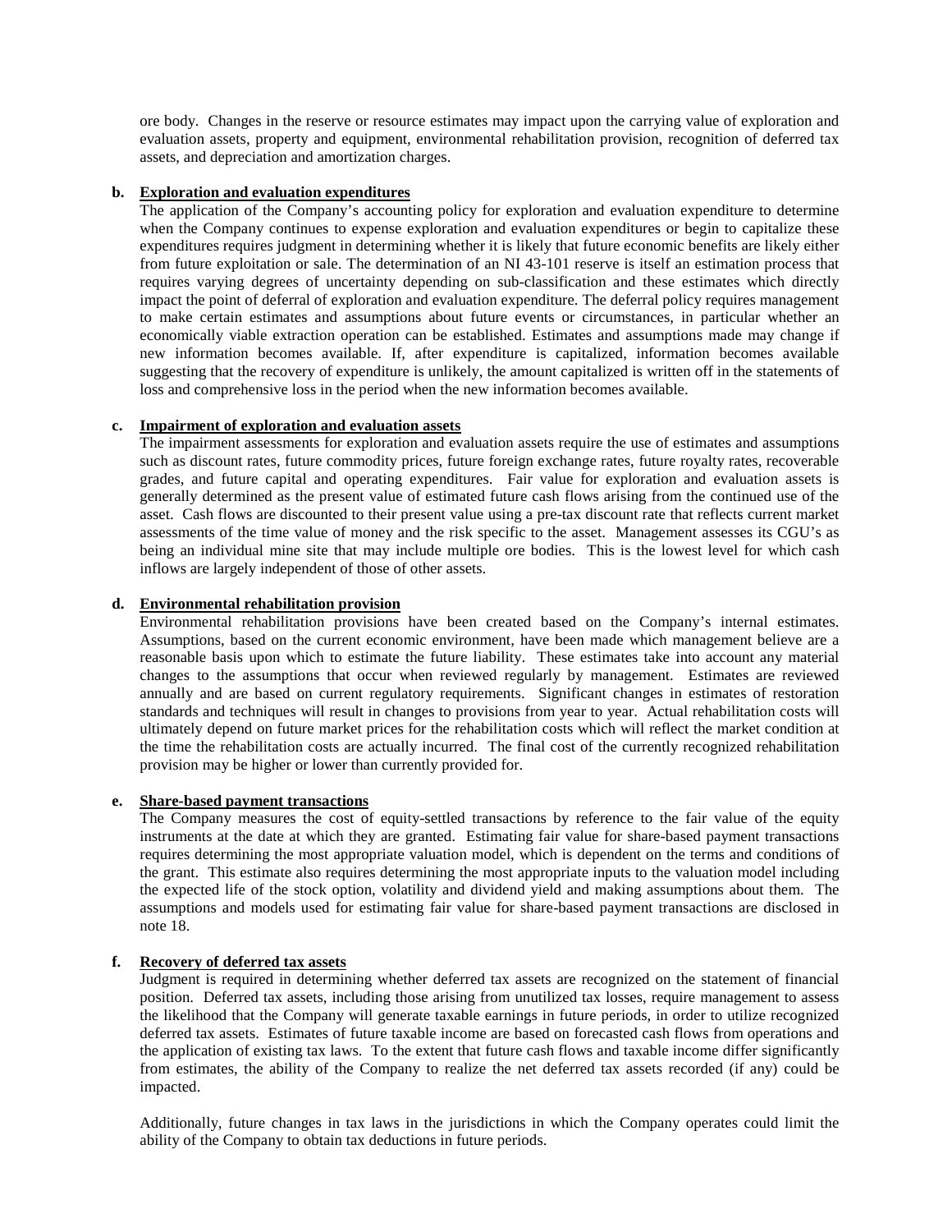ore body. Changes in the reserve or resource estimates may impact upon the carrying value of exploration and evaluation assets, property and equipment, environmental rehabilitation provision, recognition of deferred tax assets, and depreciation and amortization charges.

**b. Exploration and evaluation expenditures**

The application of the Company's accounting policy for exploration and evaluation expenditure to determine when the Company continues to expense exploration and evaluation expenditures or begin to capitalize these expenditures requires judgment in determining whether it is likely that future economic benefits are likely either from future exploitation or sale. The determination of an NI 43-101 reserve is itself an estimation process that requires varying degrees of uncertainty depending on sub-classification and these estimates which directly impact the point of deferral of exploration and evaluation expenditure. The deferral policy requires management to make certain estimates and assumptions about future events or circumstances, in particular whether an economically viable extraction operation can be established. Estimates and assumptions made may change if new information becomes available. If, after expenditure is capitalized, information becomes available suggesting that the recovery of expenditure is unlikely, the amount capitalized is written off in the statements of loss and comprehensive loss in the period when the new information becomes available.

**c. Impairment of exploration and evaluation assets**

The impairment assessments for exploration and evaluation assets require the use of estimates and assumptions such as discount rates, future commodity prices, future foreign exchange rates, future royalty rates, recoverable grades, and future capital and operating expenditures. Fair value for exploration and evaluation assets is generally determined as the present value of estimated future cash flows arising from the continued use of the asset. Cash flows are discounted to their present value using a pre-tax discount rate that reflects current market assessments of the time value of money and the risk specific to the asset. Management assesses its CGU's as being an individual mine site that may include multiple ore bodies. This is the lowest level for which cash inflows are largely independent of those of other assets.

**d. Environmental rehabilitation provision**

Environmental rehabilitation provisions have been created based on the Company's internal estimates. Assumptions, based on the current economic environment, have been made which management believe are a reasonable basis upon which to estimate the future liability. These estimates take into account any material changes to the assumptions that occur when reviewed regularly by management. Estimates are reviewed annually and are based on current regulatory requirements. Significant changes in estimates of restoration standards and techniques will result in changes to provisions from year to year. Actual rehabilitation costs will ultimately depend on future market prices for the rehabilitation costs which will reflect the market condition at the time the rehabilitation costs are actually incurred. The final cost of the currently recognized rehabilitation provision may be higher or lower than currently provided for.

**e. Share-based payment transactions**

The Company measures the cost of equity-settled transactions by reference to the fair value of the equity instruments at the date at which they are granted. Estimating fair value for share-based payment transactions requires determining the most appropriate valuation model, which is dependent on the terms and conditions of the grant. This estimate also requires determining the most appropriate inputs to the valuation model including the expected life of the stock option, volatility and dividend yield and making assumptions about them. The assumptions and models used for estimating fair value for share-based payment transactions are disclosed in note 18.

**f. Recovery of deferred tax assets**

Judgment is required in determining whether deferred tax assets are recognized on the statement of financial position. Deferred tax assets, including those arising from unutilized tax losses, require management to assess the likelihood that the Company will generate taxable earnings in future periods, in order to utilize recognized deferred tax assets. Estimates of future taxable income are based on forecasted cash flows from operations and the application of existing tax laws. To the extent that future cash flows and taxable income differ significantly from estimates, the ability of the Company to realize the net deferred tax assets recorded (if any) could be impacted.

Additionally, future changes in tax laws in the jurisdictions in which the Company operates could limit the ability of the Company to obtain tax deductions in future periods.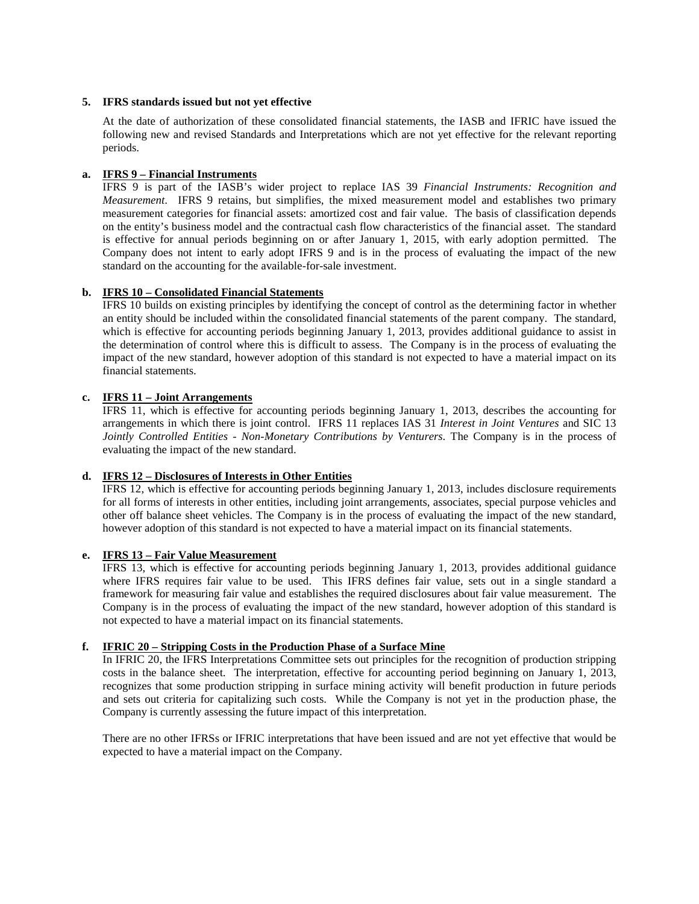**5. IFRS standards issued but not yet effective**

At the date of authorization of these consolidated financial statements, the IASB and IFRIC have issued the following new and revised Standards and Interpretations which are not yet effective for the relevant reporting periods.

**a. <u>IFRS 9 – Financial Instruments</u>**

IFRS 9 is part of the IASB's wider project to replace IAS 39 *Financial Instruments: Recognition and Measurement*. IFRS 9 retains, but simplifies, the mixed measurement model and establishes two primary measurement categories for financial assets: amortized cost and fair value. The basis of classification depends on the entity's business model and the contractual cash flow characteristics of the financial asset. The standard is effective for annual periods beginning on or after January 1, 2015, with early adoption permitted. The Company does not intent to early adopt IFRS 9 and is in the process of evaluating the impact of the new standard on the accounting for the available-for-sale investment.

**b. <u>IFRS 10 – Consolidated Financial Statements</u>**

IFRS 10 builds on existing principles by identifying the concept of control as the determining factor in whether an entity should be included within the consolidated financial statements of the parent company. The standard, which is effective for accounting periods beginning January 1, 2013, provides additional guidance to assist in the determination of control where this is difficult to assess. The Company is in the process of evaluating the impact of the new standard, however adoption of this standard is not expected to have a material impact on its financial statements.

**c. <u>IFRS 11 – Joint Arrangements</u>**

IFRS 11, which is effective for accounting periods beginning January 1, 2013, describes the accounting for arrangements in which there is joint control. IFRS 11 replaces IAS 31 *Interest in Joint Ventures* and SIC 13 *Jointly Controlled Entities - Non-Monetary Contributions by Venturers*. The Company is in the process of evaluating the impact of the new standard.

**d. <u>IFRS 12 – Disclosures of Interests in Other Entities</u>**

IFRS 12, which is effective for accounting periods beginning January 1, 2013, includes disclosure requirements for all forms of interests in other entities, including joint arrangements, associates, special purpose vehicles and other off balance sheet vehicles. The Company is in the process of evaluating the impact of the new standard, however adoption of this standard is not expected to have a material impact on its financial statements.

**e. <u>IFRS 13 – Fair Value Measurement</u>**

IFRS 13, which is effective for accounting periods beginning January 1, 2013, provides additional guidance where IFRS requires fair value to be used. This IFRS defines fair value, sets out in a single standard a framework for measuring fair value and establishes the required disclosures about fair value measurement. The Company is in the process of evaluating the impact of the new standard, however adoption of this standard is not expected to have a material impact on its financial statements.

**f. <u>IFRIC 20 – Stripping Costs in the Production Phase of a Surface Mine</u>**

In IFRIC 20, the IFRS Interpretations Committee sets out principles for the recognition of production stripping costs in the balance sheet. The interpretation, effective for accounting period beginning on January 1, 2013, recognizes that some production stripping in surface mining activity will benefit production in future periods and sets out criteria for capitalizing such costs. While the Company is not yet in the production phase, the Company is currently assessing the future impact of this interpretation.

There are no other IFRSs or IFRIC interpretations that have been issued and are not yet effective that would be expected to have a material impact on the Company.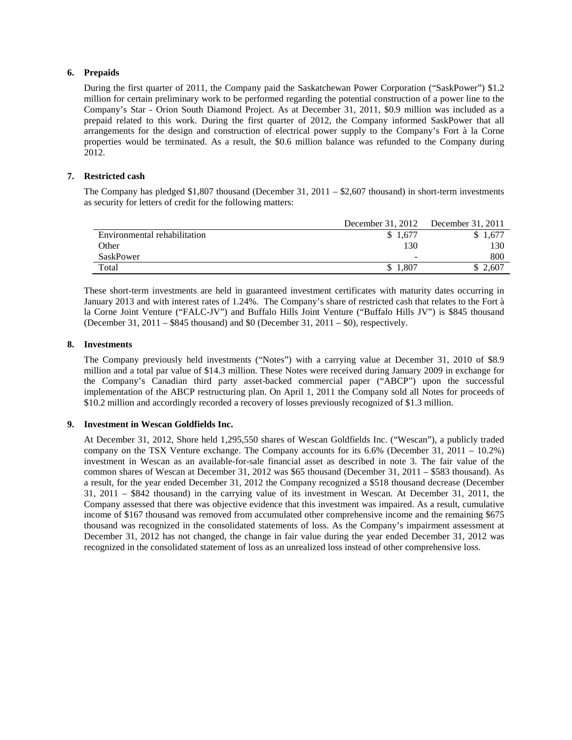## 6. Prepaids

During the first quarter of 2011, the Company paid the Saskatchewan Power Corporation ("SaskPower") $1.2 million for certain preliminary work to be performed regarding the potential construction of a power line to the Company's Star - Orion South Diamond Project. As at December 31, 2011, $0.9 million was included as a prepaid related to this work. During the first quarter of 2012, the Company informed SaskPower that all arrangements for the design and construction of electrical power supply to the Company's Fort à la Corne properties would be terminated. As a result, the $0.6 million balance was refunded to the Company during 2012.

## 7. Restricted cash

The Company has pledged $1,807 thousand (December 31, 2011 – $2,607 thousand) in short-term investments as security for letters of credit for the following matters:

| | December 31, 2012 | December 31, 2011 |
|---|---|---|
| Environmental rehabilitation | $ 1,677 | $ 1,677 |
| Other | 130 | 130 |
| SaskPower | - | 800 |
| Total | $ 1,807 | $ 2,607 |

These short-term investments are held in guaranteed investment certificates with maturity dates occurring in January 2013 and with interest rates of 1.24%. The Company's share of restricted cash that relates to the Fort à la Corne Joint Venture ("FALC-JV") and Buffalo Hills Joint Venture ("Buffalo Hills JV") is $845 thousand (December 31, 2011 – $845 thousand) and $0 (December 31, 2011 – $0), respectively.

## 8. Investments

The Company previously held investments ("Notes") with a carrying value at December 31, 2010 of $8.9 million and a total par value of $14.3 million. These Notes were received during January 2009 in exchange for the Company's Canadian third party asset-backed commercial paper ("ABCP") upon the successful implementation of the ABCP restructuring plan. On April 1, 2011 the Company sold all Notes for proceeds of $10.2 million and accordingly recorded a recovery of losses previously recognized of $1.3 million.

## 9. Investment in Wescan Goldfields Inc.

At December 31, 2012, Shore held 1,295,550 shares of Wescan Goldfields Inc. ("Wescan"), a publicly traded company on the TSX Venture exchange. The Company accounts for its 6.6% (December 31, 2011 – 10.2%) investment in Wescan as an available-for-sale financial asset as described in note 3. The fair value of the common shares of Wescan at December 31, 2012 was $65 thousand (December 31, 2011 – $583 thousand). As a result, for the year ended December 31, 2012 the Company recognized a $518 thousand decrease (December 31, 2011 – $842 thousand) in the carrying value of its investment in Wescan. At December 31, 2011, the Company assessed that there was objective evidence that this investment was impaired. As a result, cumulative income of $167 thousand was removed from accumulated other comprehensive income and the remaining $675 thousand was recognized in the consolidated statements of loss. As the Company's impairment assessment at December 31, 2012 has not changed, the change in fair value during the year ended December 31, 2012 was recognized in the consolidated statement of loss as an unrealized loss instead of other comprehensive loss.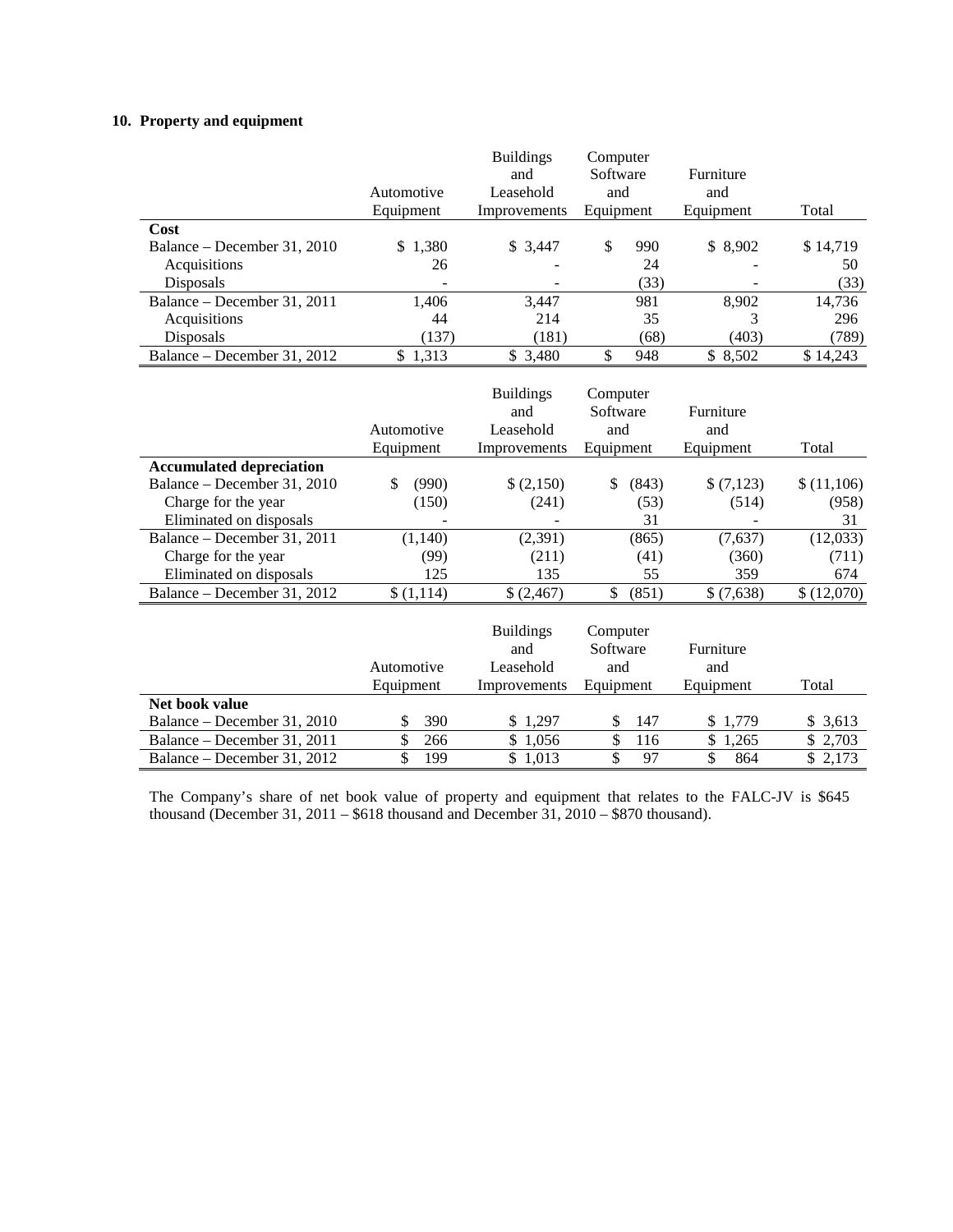### 10. Property and equipment

| | Automotive Equipment | Buildings and Leasehold Improvements | Computer Software and Equipment | Furniture and Equipment | Total |
|---|---|---|---|---|---|
| **Cost** | | | | | |
| Balance – December 31, 2010 | $ 1,380 | $ 3,447 | $ 990 | $ 8,902 | $ 14,719 |
| Acquisitions | 26 | - | 24 | - | 50 |
| Disposals | - | - | (33) | - | (33) |
| Balance – December 31, 2011 | 1,406 | 3,447 | 981 | 8,902 | 14,736 |
| Acquisitions | 44 | 214 | 35 | 3 | 296 |
| Disposals | (137) | (181) | (68) | (403) | (789) |
| Balance – December 31, 2012 | $ 1,313 | $ 3,480 | $ 948 | $ 8,502 | $ 14,243 |

| | Automotive Equipment | Buildings and Leasehold Improvements | Computer Software and Equipment | Furniture and Equipment | Total |
|---|---|---|---|---|---|
| **Accumulated depreciation** | | | | | |
| Balance – December 31, 2010 | $ (990) | $ (2,150) | $ (843) | $ (7,123) | $ (11,106) |
| Charge for the year | (150) | (241) | (53) | (514) | (958) |
| Eliminated on disposals | - | - | 31 | - | 31 |
| Balance – December 31, 2011 | (1,140) | (2,391) | (865) | (7,637) | (12,033) |
| Charge for the year | (99) | (211) | (41) | (360) | (711) |
| Eliminated on disposals | 125 | 135 | 55 | 359 | 674 |
| Balance – December 31, 2012 | $ (1,114) | $ (2,467) | $ (851) | $ (7,638) | $ (12,070) |

| | Automotive Equipment | Buildings and Leasehold Improvements | Computer Software and Equipment | Furniture and Equipment | Total |
|---|---|---|---|---|---|
| **Net book value** | | | | | |
| Balance – December 31, 2010 | $ 390 | $ 1,297 | $ 147 | $ 1,779 | $ 3,613 |
| Balance – December 31, 2011 | $ 266 | $ 1,056 | $ 116 | $ 1,265 | $ 2,703 |
| Balance – December 31, 2012 | $ 199 | $ 1,013 | $ 97 | $ 864 | $ 2,173 |

The Company's share of net book value of property and equipment that relates to the FALC-JV is $645 thousand (December 31, 2011 – $618 thousand and December 31, 2010 – $870 thousand).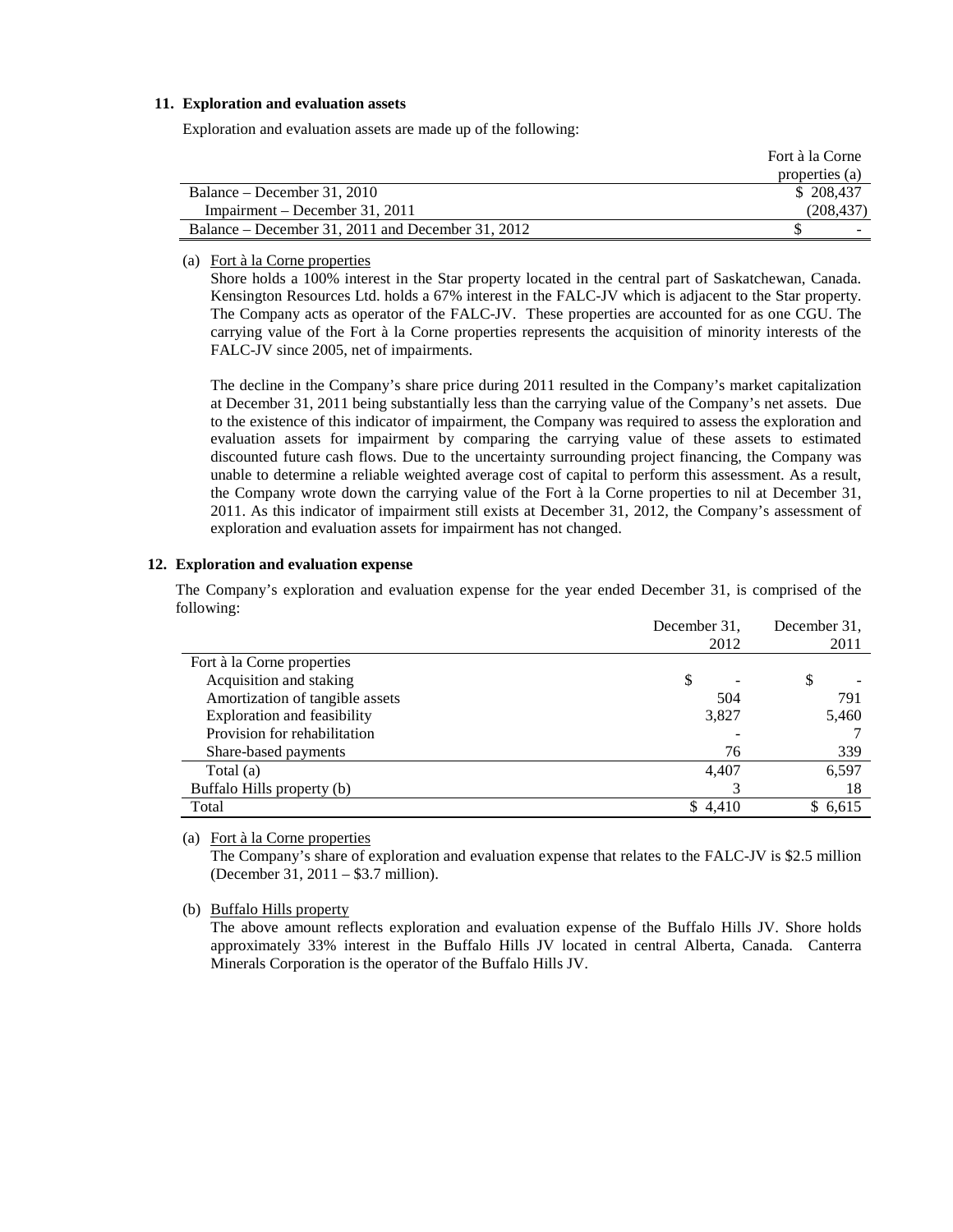### 11. Exploration and evaluation assets

Exploration and evaluation assets are made up of the following:

| | Fort à la Corne properties (a) |
|---|---|
| Balance – December 31, 2010 | $ 208,437 |
| Impairment – December 31, 2011 | (208,437) |
| Balance – December 31, 2011 and December 31, 2012 | $ - |

(a) Fort à la Corne properties

Shore holds a 100% interest in the Star property located in the central part of Saskatchewan, Canada. Kensington Resources Ltd. holds a 67% interest in the FALC-JV which is adjacent to the Star property. The Company acts as operator of the FALC-JV. These properties are accounted for as one CGU. The carrying value of the Fort à la Corne properties represents the acquisition of minority interests of the FALC-JV since 2005, net of impairments.

The decline in the Company's share price during 2011 resulted in the Company's market capitalization at December 31, 2011 being substantially less than the carrying value of the Company's net assets. Due to the existence of this indicator of impairment, the Company was required to assess the exploration and evaluation assets for impairment by comparing the carrying value of these assets to estimated discounted future cash flows. Due to the uncertainty surrounding project financing, the Company was unable to determine a reliable weighted average cost of capital to perform this assessment. As a result, the Company wrote down the carrying value of the Fort à la Corne properties to nil at December 31, 2011. As this indicator of impairment still exists at December 31, 2012, the Company's assessment of exploration and evaluation assets for impairment has not changed.

### 12. Exploration and evaluation expense

The Company's exploration and evaluation expense for the year ended December 31, is comprised of the following:

| | December 31, 2012 | December 31, 2011 |
|---|---|---|
| Fort à la Corne properties | | |
| Acquisition and staking | $ - | $ - |
| Amortization of tangible assets | 504 | 791 |
| Exploration and feasibility | 3,827 | 5,460 |
| Provision for rehabilitation | - | 7 |
| Share-based payments | 76 | 339 |
| Total (a) | 4,407 | 6,597 |
| Buffalo Hills property (b) | 3 | 18 |
| Total | $ 4,410 | $ 6,615 |

(a) Fort à la Corne properties

The Company's share of exploration and evaluation expense that relates to the FALC-JV is $2.5 million (December 31, 2011 – $3.7 million).

(b) Buffalo Hills property

The above amount reflects exploration and evaluation expense of the Buffalo Hills JV. Shore holds approximately 33% interest in the Buffalo Hills JV located in central Alberta, Canada. Canterra Minerals Corporation is the operator of the Buffalo Hills JV.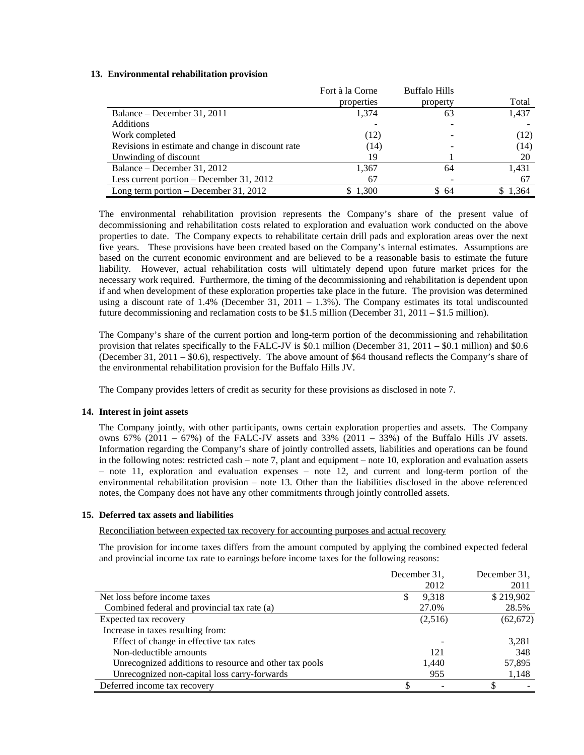## 13. Environmental rehabilitation provision

| | Fort à la Corne properties | Buffalo Hills property | Total |
|---|---|---|---|
| Balance – December 31, 2011 | 1,374 | 63 | 1,437 |
| Additions | - | - | - |
| Work completed | (12) | - | (12) |
| Revisions in estimate and change in discount rate | (14) | - | (14) |
| Unwinding of discount | 19 | 1 | 20 |
| Balance – December 31, 2012 | 1,367 | 64 | 1,431 |
| Less current portion – December 31, 2012 | 67 | - | 67 |
| Long term portion – December 31, 2012 | $ 1,300 | $ 64 | $ 1,364 |

The environmental rehabilitation provision represents the Company's share of the present value of decommissioning and rehabilitation costs related to exploration and evaluation work conducted on the above properties to date. The Company expects to rehabilitate certain drill pads and exploration areas over the next five years. These provisions have been created based on the Company's internal estimates. Assumptions are based on the current economic environment and are believed to be a reasonable basis to estimate the future liability. However, actual rehabilitation costs will ultimately depend upon future market prices for the necessary work required. Furthermore, the timing of the decommissioning and rehabilitation is dependent upon if and when development of these exploration properties take place in the future. The provision was determined using a discount rate of 1.4% (December 31, 2011 – 1.3%). The Company estimates its total undiscounted future decommissioning and reclamation costs to be $1.5 million (December 31, 2011 – $1.5 million).

The Company's share of the current portion and long-term portion of the decommissioning and rehabilitation provision that relates specifically to the FALC-JV is $0.1 million (December 31, 2011 – $0.1 million) and $0.6 (December 31, 2011 – $0.6), respectively. The above amount of $64 thousand reflects the Company's share of the environmental rehabilitation provision for the Buffalo Hills JV.

The Company provides letters of credit as security for these provisions as disclosed in note 7.

## 14. Interest in joint assets

The Company jointly, with other participants, owns certain exploration properties and assets. The Company owns 67% (2011 – 67%) of the FALC-JV assets and 33% (2011 – 33%) of the Buffalo Hills JV assets. Information regarding the Company's share of jointly controlled assets, liabilities and operations can be found in the following notes: restricted cash – note 7, plant and equipment – note 10, exploration and evaluation assets – note 11, exploration and evaluation expenses – note 12, and current and long-term portion of the environmental rehabilitation provision – note 13. Other than the liabilities disclosed in the above referenced notes, the Company does not have any other commitments through jointly controlled assets.

## 15. Deferred tax assets and liabilities

Reconciliation between expected tax recovery for accounting purposes and actual recovery

The provision for income taxes differs from the amount computed by applying the combined expected federal and provincial income tax rate to earnings before income taxes for the following reasons:

| | December 31, 2012 | December 31, 2011 |
|---|---|---|
| Net loss before income taxes | $ 9,318 | $ 219,902 |
| Combined federal and provincial tax rate (a) | 27.0% | 28.5% |
| Expected tax recovery | (2,516) | (62,672) |
| Increase in taxes resulting from: | | |
| Effect of change in effective tax rates | - | 3,281 |
| Non-deductible amounts | 121 | 348 |
| Unrecognized additions to resource and other tax pools | 1,440 | 57,895 |
| Unrecognized non-capital loss carry-forwards | 955 | 1,148 |
| Deferred income tax recovery | $ - | $ - |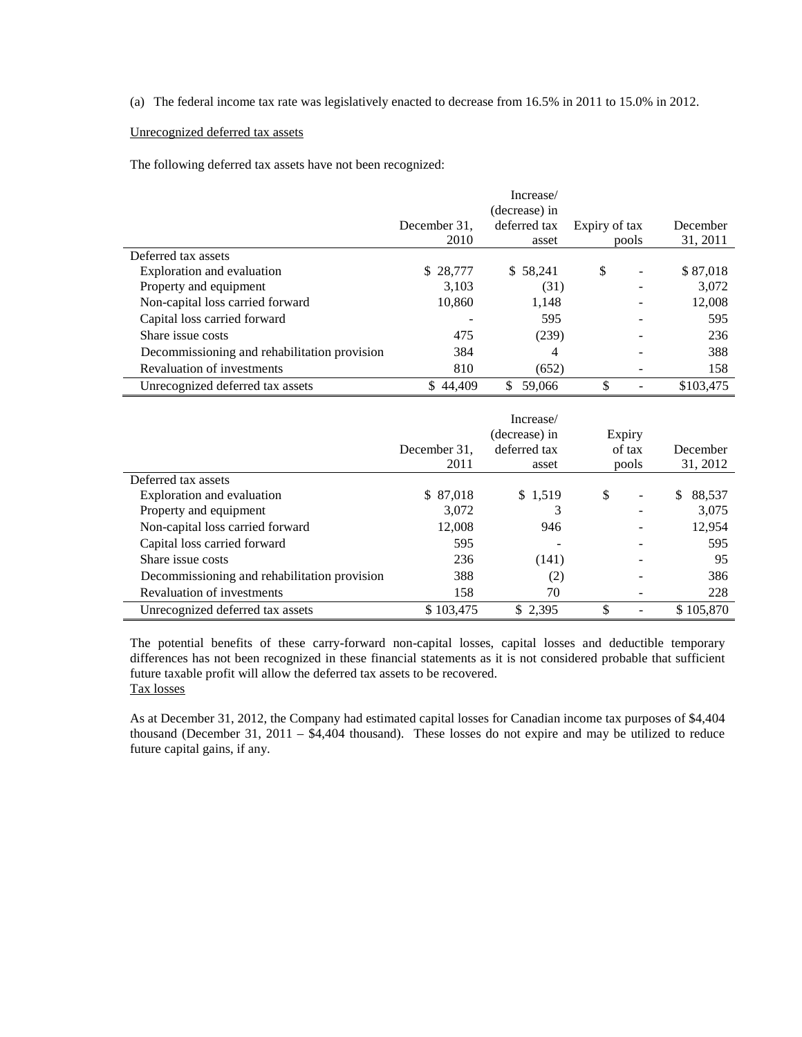(a) The federal income tax rate was legislatively enacted to decrease from 16.5% in 2011 to 15.0% in 2012.

Unrecognized deferred tax assets

The following deferred tax assets have not been recognized:

| | December 31, 2010 | Increase/ (decrease) in deferred tax asset | Expiry of tax pools | December 31, 2011 |
|---|---|---|---|---|
| Deferred tax assets | | | | |
| Exploration and evaluation | $ 28,777 | $ 58,241 | $ - | $ 87,018 |
| Property and equipment | 3,103 | (31) | - | 3,072 |
| Non-capital loss carried forward | 10,860 | 1,148 | - | 12,008 |
| Capital loss carried forward | - | 595 | - | 595 |
| Share issue costs | 475 | (239) | - | 236 |
| Decommissioning and rehabilitation provision | 384 | 4 | - | 388 |
| Revaluation of investments | 810 | (652) | - | 158 |
| Unrecognized deferred tax assets | $ 44,409 | $ 59,066 | $ - | $103,475 |

| | December 31, 2011 | Increase/ (decrease) in deferred tax asset | Expiry of tax pools | December 31, 2012 |
|---|---|---|---|---|
| Deferred tax assets | | | | |
| Exploration and evaluation | $ 87,018 | $ 1,519 | $ - | $ 88,537 |
| Property and equipment | 3,072 | 3 | - | 3,075 |
| Non-capital loss carried forward | 12,008 | 946 | - | 12,954 |
| Capital loss carried forward | 595 | - | - | 595 |
| Share issue costs | 236 | (141) | - | 95 |
| Decommissioning and rehabilitation provision | 388 | (2) | - | 386 |
| Revaluation of investments | 158 | 70 | - | 228 |
| Unrecognized deferred tax assets | $ 103,475 | $ 2,395 | $ - | $ 105,870 |

The potential benefits of these carry-forward non-capital losses, capital losses and deductible temporary differences has not been recognized in these financial statements as it is not considered probable that sufficient future taxable profit will allow the deferred tax assets to be recovered.

Tax losses

As at December 31, 2012, the Company had estimated capital losses for Canadian income tax purposes of $4,404 thousand (December 31, 2011 – $4,404 thousand). These losses do not expire and may be utilized to reduce future capital gains, if any.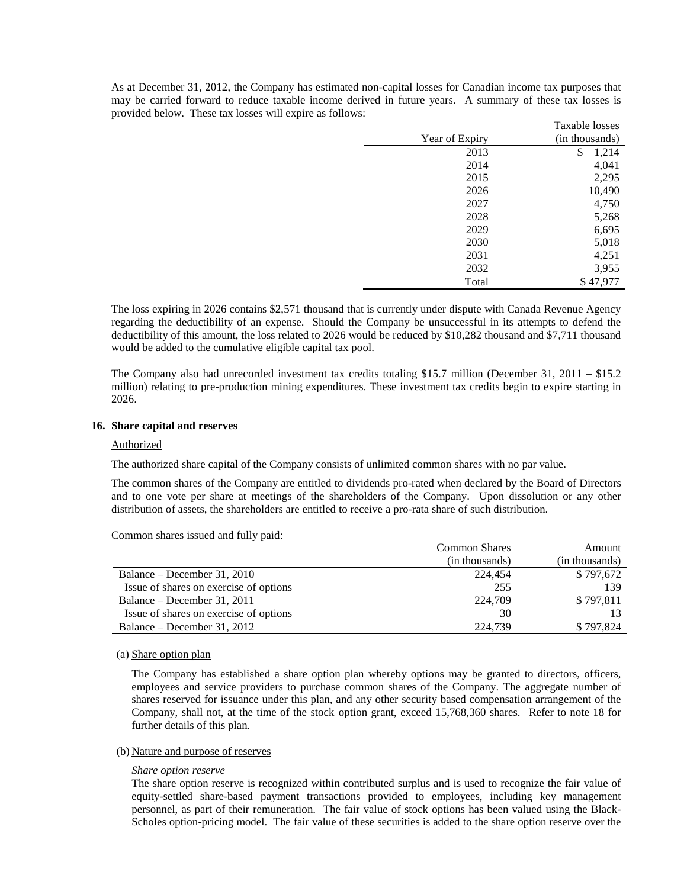As at December 31, 2012, the Company has estimated non-capital losses for Canadian income tax purposes that may be carried forward to reduce taxable income derived in future years. A summary of these tax losses is provided below. These tax losses will expire as follows:

| Year of Expiry | Taxable losses (in thousands) |
|---|---|
| 2013 | $ 1,214 |
| 2014 | 4,041 |
| 2015 | 2,295 |
| 2026 | 10,490 |
| 2027 | 4,750 |
| 2028 | 5,268 |
| 2029 | 6,695 |
| 2030 | 5,018 |
| 2031 | 4,251 |
| 2032 | 3,955 |
| Total | $ 47,977 |

The loss expiring in 2026 contains $2,571 thousand that is currently under dispute with Canada Revenue Agency regarding the deductibility of an expense. Should the Company be unsuccessful in its attempts to defend the deductibility of this amount, the loss related to 2026 would be reduced by $10,282 thousand and $7,711 thousand would be added to the cumulative eligible capital tax pool.

The Company also had unrecorded investment tax credits totaling $15.7 million (December 31, 2011 – $15.2 million) relating to pre-production mining expenditures. These investment tax credits begin to expire starting in 2026.

**16. Share capital and reserves**

Authorized

The authorized share capital of the Company consists of unlimited common shares with no par value.

The common shares of the Company are entitled to dividends pro-rated when declared by the Board of Directors and to one vote per share at meetings of the shareholders of the Company. Upon dissolution or any other distribution of assets, the shareholders are entitled to receive a pro-rata share of such distribution.

Common shares issued and fully paid:

| | Common Shares (in thousands) | Amount (in thousands) |
|---|---|---|
| Balance – December 31, 2010 | 224,454 | $ 797,672 |
| Issue of shares on exercise of options | 255 | 139 |
| Balance – December 31, 2011 | 224,709 | $ 797,811 |
| Issue of shares on exercise of options | 30 | 13 |
| Balance – December 31, 2012 | 224,739 | $ 797,824 |

(a) Share option plan

The Company has established a share option plan whereby options may be granted to directors, officers, employees and service providers to purchase common shares of the Company. The aggregate number of shares reserved for issuance under this plan, and any other security based compensation arrangement of the Company, shall not, at the time of the stock option grant, exceed 15,768,360 shares. Refer to note 18 for further details of this plan.

(b) Nature and purpose of reserves

*Share option reserve*

The share option reserve is recognized within contributed surplus and is used to recognize the fair value of equity-settled share-based payment transactions provided to employees, including key management personnel, as part of their remuneration. The fair value of stock options has been valued using the Black-Scholes option-pricing model. The fair value of these securities is added to the share option reserve over the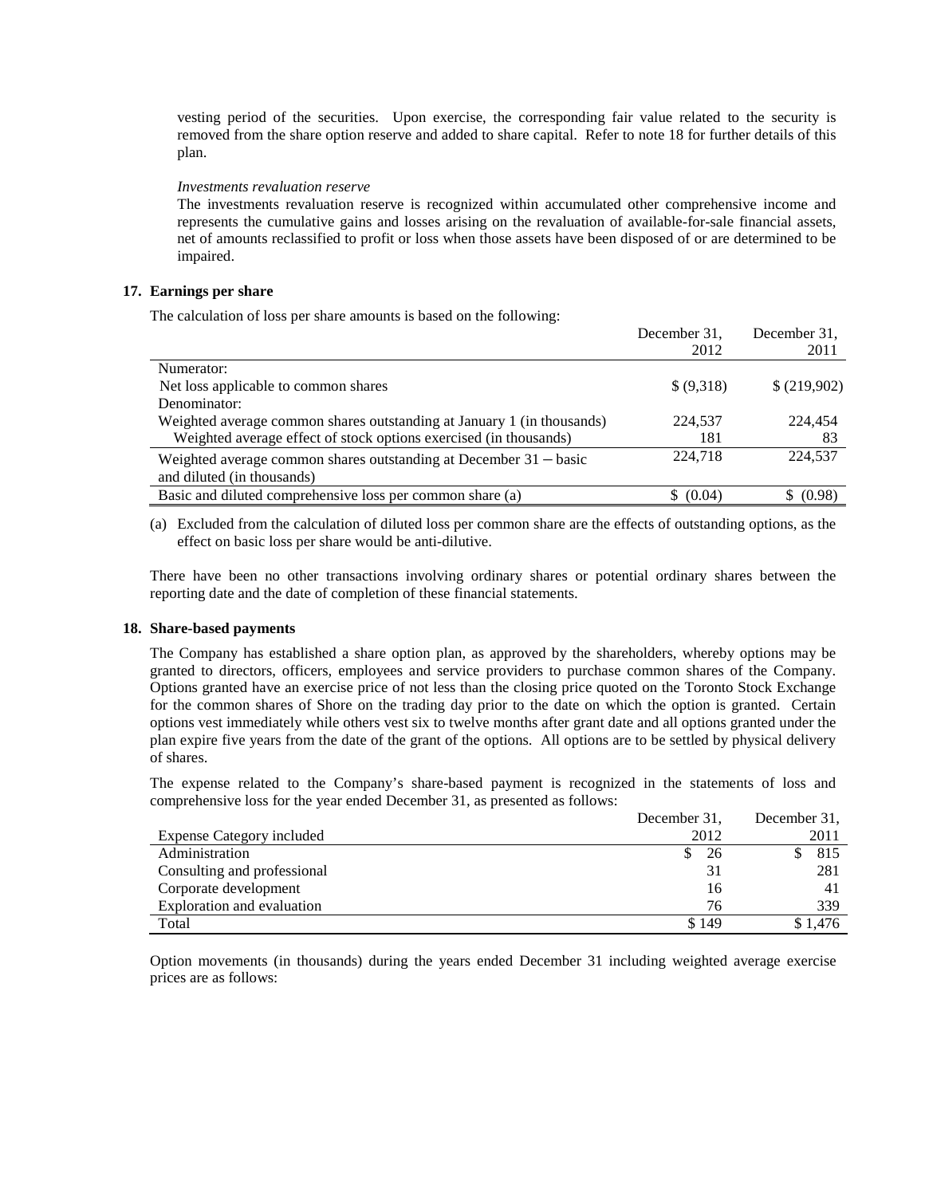vesting period of the securities. Upon exercise, the corresponding fair value related to the security is removed from the share option reserve and added to share capital. Refer to note 18 for further details of this plan.

*Investments revaluation reserve*

The investments revaluation reserve is recognized within accumulated other comprehensive income and represents the cumulative gains and losses arising on the revaluation of available-for-sale financial assets, net of amounts reclassified to profit or loss when those assets have been disposed of or are determined to be impaired.

## 17. Earnings per share

The calculation of loss per share amounts is based on the following:

| | December 31, 2012 | December 31, 2011 |
|---|---|---|
| Numerator: | | |
| Net loss applicable to common shares | \$ (9,318) | \$ (219,902) |
| Denominator: | | |
| Weighted average common shares outstanding at January 1 (in thousands) | 224,537 | 224,454 |
| Weighted average effect of stock options exercised (in thousands) | 181 | 83 |
| Weighted average common shares outstanding at December 31 – basic and diluted (in thousands) | 224,718 | 224,537 |
| Basic and diluted comprehensive loss per common share (a) | \$ (0.04) | \$ (0.98) |

(a) Excluded from the calculation of diluted loss per common share are the effects of outstanding options, as the effect on basic loss per share would be anti-dilutive.

There have been no other transactions involving ordinary shares or potential ordinary shares between the reporting date and the date of completion of these financial statements.

## 18. Share-based payments

The Company has established a share option plan, as approved by the shareholders, whereby options may be granted to directors, officers, employees and service providers to purchase common shares of the Company. Options granted have an exercise price of not less than the closing price quoted on the Toronto Stock Exchange for the common shares of Shore on the trading day prior to the date on which the option is granted. Certain options vest immediately while others vest six to twelve months after grant date and all options granted under the plan expire five years from the date of the grant of the options. All options are to be settled by physical delivery of shares.

The expense related to the Company's share-based payment is recognized in the statements of loss and comprehensive loss for the year ended December 31, as presented as follows:

| Expense Category included | December 31, 2012 | December 31, 2011 |
|---|---|---|
| Administration | \$ 26 | \$ 815 |
| Consulting and professional | 31 | 281 |
| Corporate development | 16 | 41 |
| Exploration and evaluation | 76 | 339 |
| Total | \$ 149 | \$ 1,476 |

Option movements (in thousands) during the years ended December 31 including weighted average exercise prices are as follows: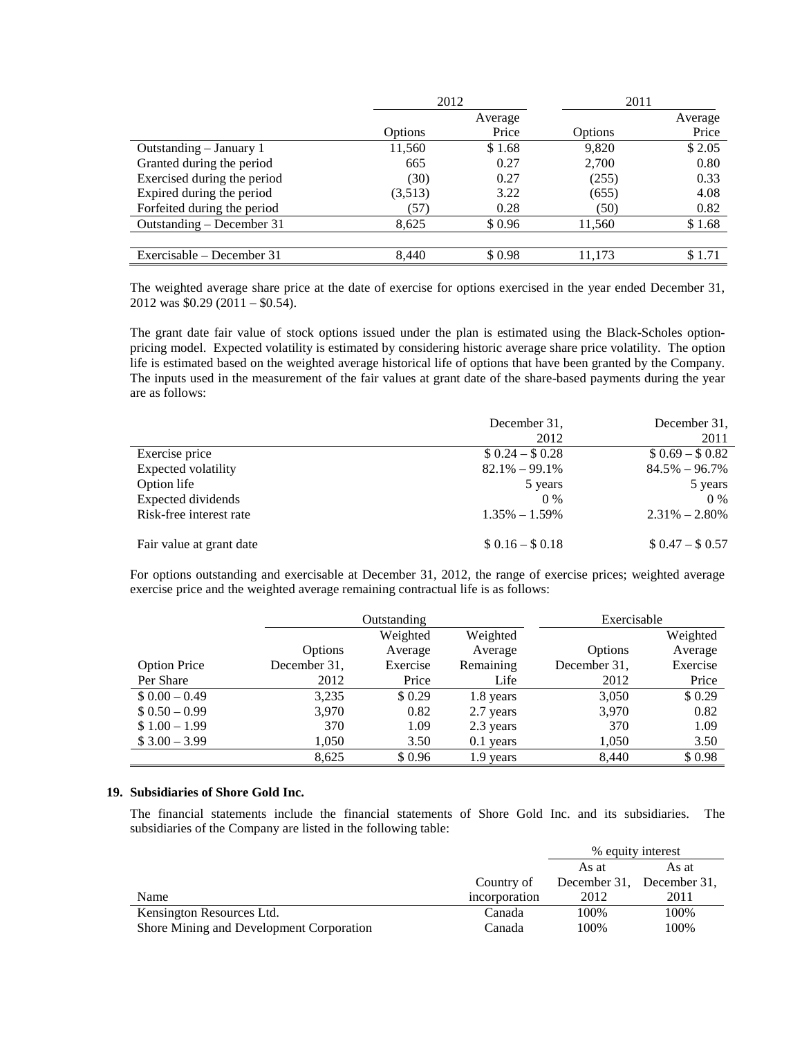| | 2012 | | 2011 | |
|---|---|---|---|---|
| | Options | Average Price | Options | Average Price |
| Outstanding – January 1 | 11,560 | $ 1.68 | 9,820 | $ 2.05 |
| Granted during the period | 665 | 0.27 | 2,700 | 0.80 |
| Exercised during the period | (30) | 0.27 | (255) | 0.33 |
| Expired during the period | (3,513) | 3.22 | (655) | 4.08 |
| Forfeited during the period | (57) | 0.28 | (50) | 0.82 |
| Outstanding – December 31 | 8,625 | $ 0.96 | 11,560 | $ 1.68 |
| Exercisable – December 31 | 8,440 | $ 0.98 | 11,173 | $ 1.71 |

The weighted average share price at the date of exercise for options exercised in the year ended December 31, 2012 was $0.29 (2011 – $0.54).

The grant date fair value of stock options issued under the plan is estimated using the Black-Scholes option-pricing model. Expected volatility is estimated by considering historic average share price volatility. The option life is estimated based on the weighted average historical life of options that have been granted by the Company. The inputs used in the measurement of the fair values at grant date of the share-based payments during the year are as follows:

| | December 31, 2012 | December 31, 2011 |
|---|---|---|
| Exercise price | $ 0.24 – $ 0.28 | $ 0.69 – $ 0.82 |
| Expected volatility | 82.1% – 99.1% | 84.5% – 96.7% |
| Option life | 5 years | 5 years |
| Expected dividends | 0 % | 0 % |
| Risk-free interest rate | 1.35% – 1.59% | 2.31% – 2.80% |
| Fair value at grant date | $ 0.16 – $ 0.18 | $ 0.47 – $ 0.57 |

For options outstanding and exercisable at December 31, 2012, the range of exercise prices; weighted average exercise price and the weighted average remaining contractual life is as follows:

| | Outstanding | | | Exercisable | |
|---|---|---|---|---|---|
| Option Price Per Share | Options December 31, 2012 | Weighted Average Exercise Price | Weighted Average Remaining Life | Options December 31, 2012 | Weighted Average Exercise Price |
| $ 0.00 – 0.49 | 3,235 | $ 0.29 | 1.8 years | 3,050 | $ 0.29 |
| $ 0.50 – 0.99 | 3,970 | 0.82 | 2.7 years | 3,970 | 0.82 |
| $ 1.00 – 1.99 | 370 | 1.09 | 2.3 years | 370 | 1.09 |
| $ 3.00 – 3.99 | 1,050 | 3.50 | 0.1 years | 1,050 | 3.50 |
| | 8,625 | $ 0.96 | 1.9 years | 8,440 | $ 0.98 |

## 19. Subsidiaries of Shore Gold Inc.

The financial statements include the financial statements of Shore Gold Inc. and its subsidiaries. The subsidiaries of the Company are listed in the following table:

| | | % equity interest | |
|---|---|---|---|
| Name | Country of incorporation | As at December 31, 2012 | As at December 31, 2011 |
| Kensington Resources Ltd. | Canada | 100% | 100% |
| Shore Mining and Development Corporation | Canada | 100% | 100% |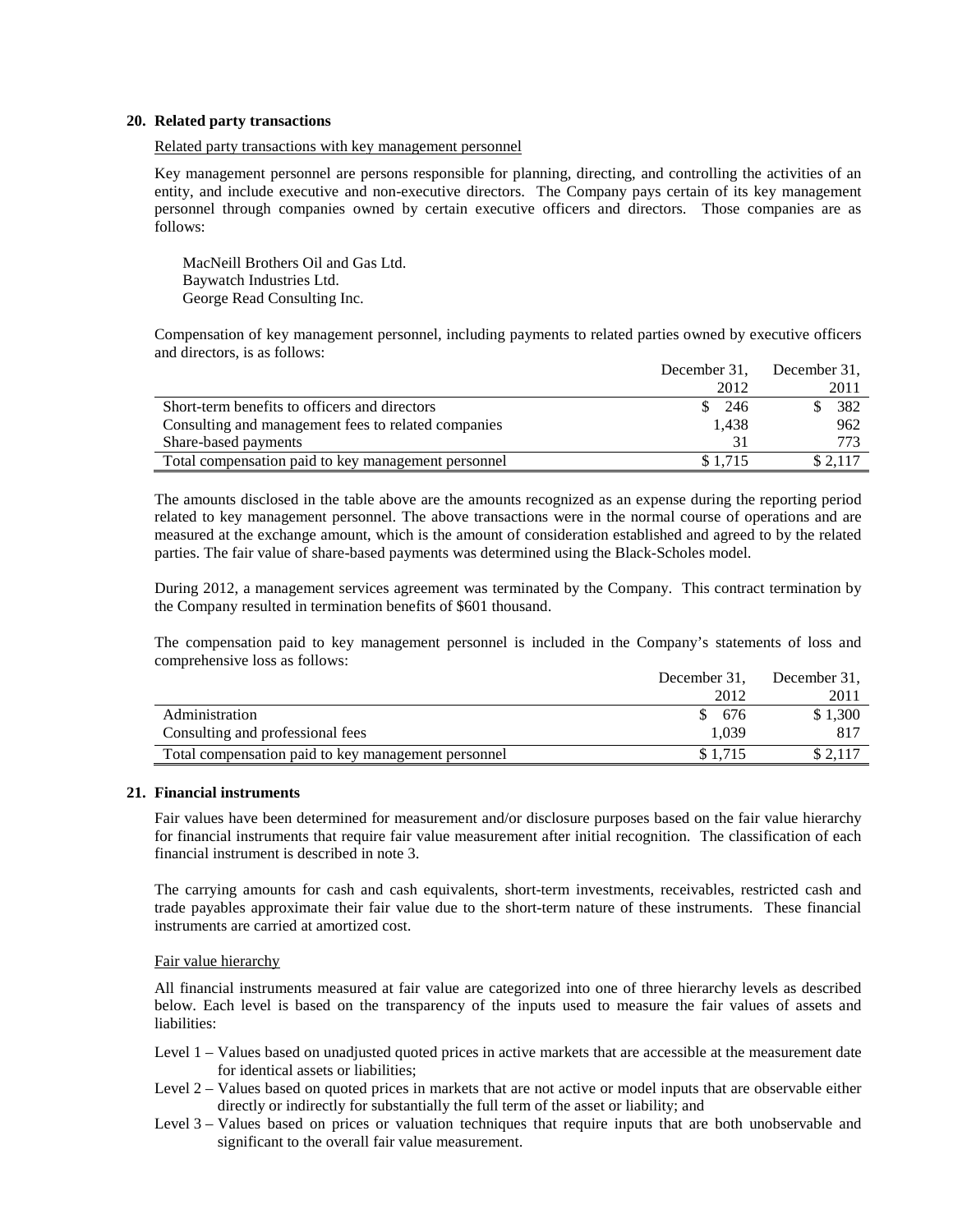## 20. Related party transactions

Related party transactions with key management personnel

Key management personnel are persons responsible for planning, directing, and controlling the activities of an entity, and include executive and non-executive directors. The Company pays certain of its key management personnel through companies owned by certain executive officers and directors. Those companies are as follows:

MacNeill Brothers Oil and Gas Ltd.
Baywatch Industries Ltd.
George Read Consulting Inc.

Compensation of key management personnel, including payments to related parties owned by executive officers and directors, is as follows:

| | December 31, 2012 | December 31, 2011 |
|---|---|---|
| Short-term benefits to officers and directors | $ 246 | $ 382 |
| Consulting and management fees to related companies | 1,438 | 962 |
| Share-based payments | 31 | 773 |
| Total compensation paid to key management personnel | $ 1,715 | $ 2,117 |

The amounts disclosed in the table above are the amounts recognized as an expense during the reporting period related to key management personnel. The above transactions were in the normal course of operations and are measured at the exchange amount, which is the amount of consideration established and agreed to by the related parties. The fair value of share-based payments was determined using the Black-Scholes model.

During 2012, a management services agreement was terminated by the Company. This contract termination by the Company resulted in termination benefits of $601 thousand.

The compensation paid to key management personnel is included in the Company's statements of loss and comprehensive loss as follows:

| | December 31, 2012 | December 31, 2011 |
|---|---|---|
| Administration | $ 676 | $ 1,300 |
| Consulting and professional fees | 1,039 | 817 |
| Total compensation paid to key management personnel | $ 1,715 | $ 2,117 |

## 21. Financial instruments

Fair values have been determined for measurement and/or disclosure purposes based on the fair value hierarchy for financial instruments that require fair value measurement after initial recognition. The classification of each financial instrument is described in note 3.

The carrying amounts for cash and cash equivalents, short-term investments, receivables, restricted cash and trade payables approximate their fair value due to the short-term nature of these instruments. These financial instruments are carried at amortized cost.

Fair value hierarchy

All financial instruments measured at fair value are categorized into one of three hierarchy levels as described below. Each level is based on the transparency of the inputs used to measure the fair values of assets and liabilities:

Level 1 – Values based on unadjusted quoted prices in active markets that are accessible at the measurement date for identical assets or liabilities;

Level 2 – Values based on quoted prices in markets that are not active or model inputs that are observable either directly or indirectly for substantially the full term of the asset or liability; and

Level 3 – Values based on prices or valuation techniques that require inputs that are both unobservable and significant to the overall fair value measurement.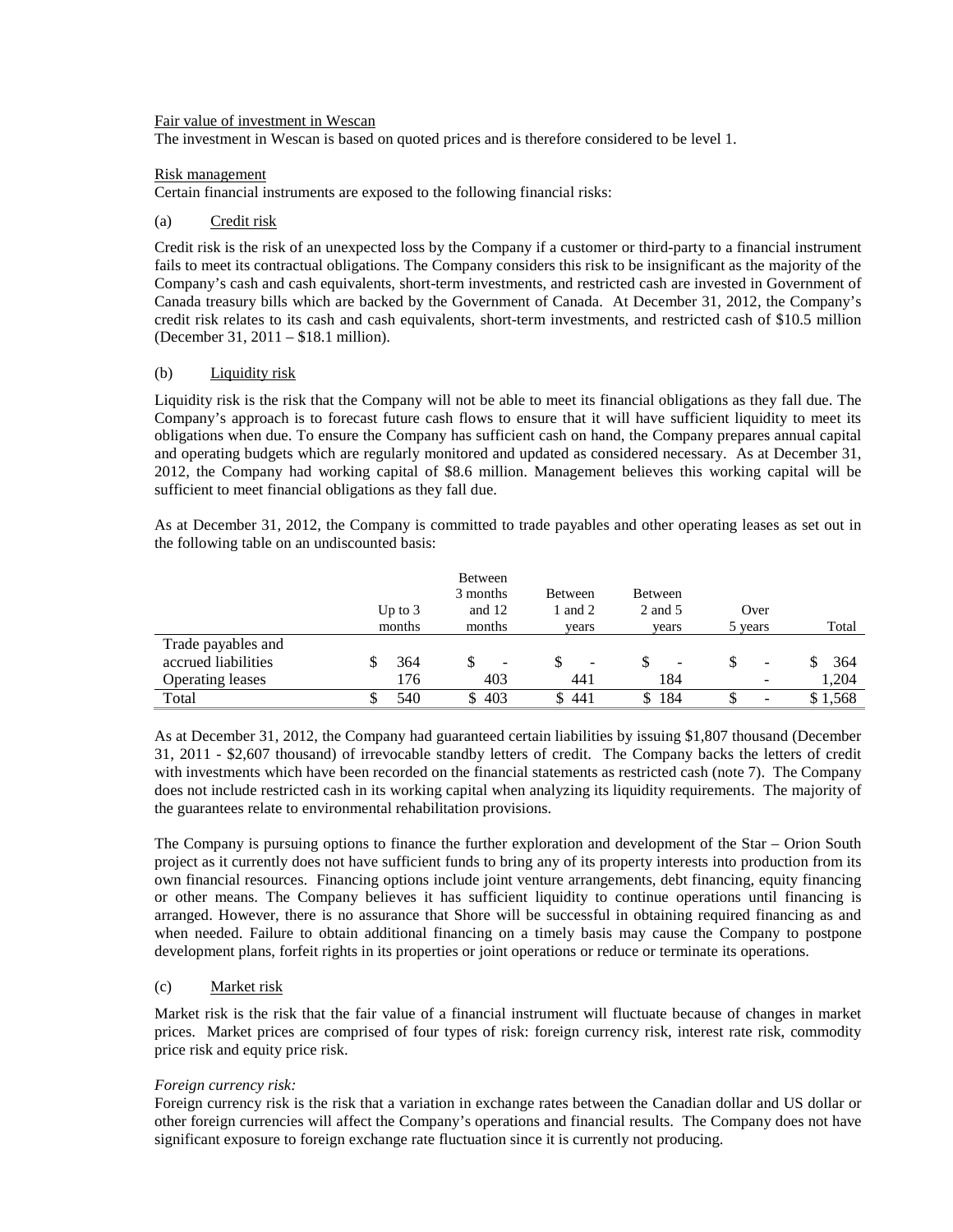Fair value of investment in Wescan

The investment in Wescan is based on quoted prices and is therefore considered to be level 1.

Risk management

Certain financial instruments are exposed to the following financial risks:

(a) Credit risk

Credit risk is the risk of an unexpected loss by the Company if a customer or third-party to a financial instrument fails to meet its contractual obligations. The Company considers this risk to be insignificant as the majority of the Company's cash and cash equivalents, short-term investments, and restricted cash are invested in Government of Canada treasury bills which are backed by the Government of Canada. At December 31, 2012, the Company's credit risk relates to its cash and cash equivalents, short-term investments, and restricted cash of $10.5 million (December 31, 2011 – $18.1 million).

(b) Liquidity risk

Liquidity risk is the risk that the Company will not be able to meet its financial obligations as they fall due. The Company's approach is to forecast future cash flows to ensure that it will have sufficient liquidity to meet its obligations when due. To ensure the Company has sufficient cash on hand, the Company prepares annual capital and operating budgets which are regularly monitored and updated as considered necessary. As at December 31, 2012, the Company had working capital of $8.6 million. Management believes this working capital will be sufficient to meet financial obligations as they fall due.

As at December 31, 2012, the Company is committed to trade payables and other operating leases as set out in the following table on an undiscounted basis:

| | Up to 3 months | Between 3 months and 12 months | Between 1 and 2 years | Between 2 and 5 years | Over 5 years | Total |
|---|---|---|---|---|---|---|
| Trade payables and accrued liabilities | $ 364 | $ - | $ - | $ - | $ - | $ 364 |
| Operating leases | 176 | 403 | 441 | 184 | - | 1,204 |
| Total | $ 540 | $ 403 | $ 441 | $ 184 | $ - | $ 1,568 |

As at December 31, 2012, the Company had guaranteed certain liabilities by issuing $1,807 thousand (December 31, 2011 - $2,607 thousand) of irrevocable standby letters of credit. The Company backs the letters of credit with investments which have been recorded on the financial statements as restricted cash (note 7). The Company does not include restricted cash in its working capital when analyzing its liquidity requirements. The majority of the guarantees relate to environmental rehabilitation provisions.

The Company is pursuing options to finance the further exploration and development of the Star – Orion South project as it currently does not have sufficient funds to bring any of its property interests into production from its own financial resources. Financing options include joint venture arrangements, debt financing, equity financing or other means. The Company believes it has sufficient liquidity to continue operations until financing is arranged. However, there is no assurance that Shore will be successful in obtaining required financing as and when needed. Failure to obtain additional financing on a timely basis may cause the Company to postpone development plans, forfeit rights in its properties or joint operations or reduce or terminate its operations.

(c) Market risk

Market risk is the risk that the fair value of a financial instrument will fluctuate because of changes in market prices. Market prices are comprised of four types of risk: foreign currency risk, interest rate risk, commodity price risk and equity price risk.

*Foreign currency risk:*

Foreign currency risk is the risk that a variation in exchange rates between the Canadian dollar and US dollar or other foreign currencies will affect the Company's operations and financial results. The Company does not have significant exposure to foreign exchange rate fluctuation since it is currently not producing.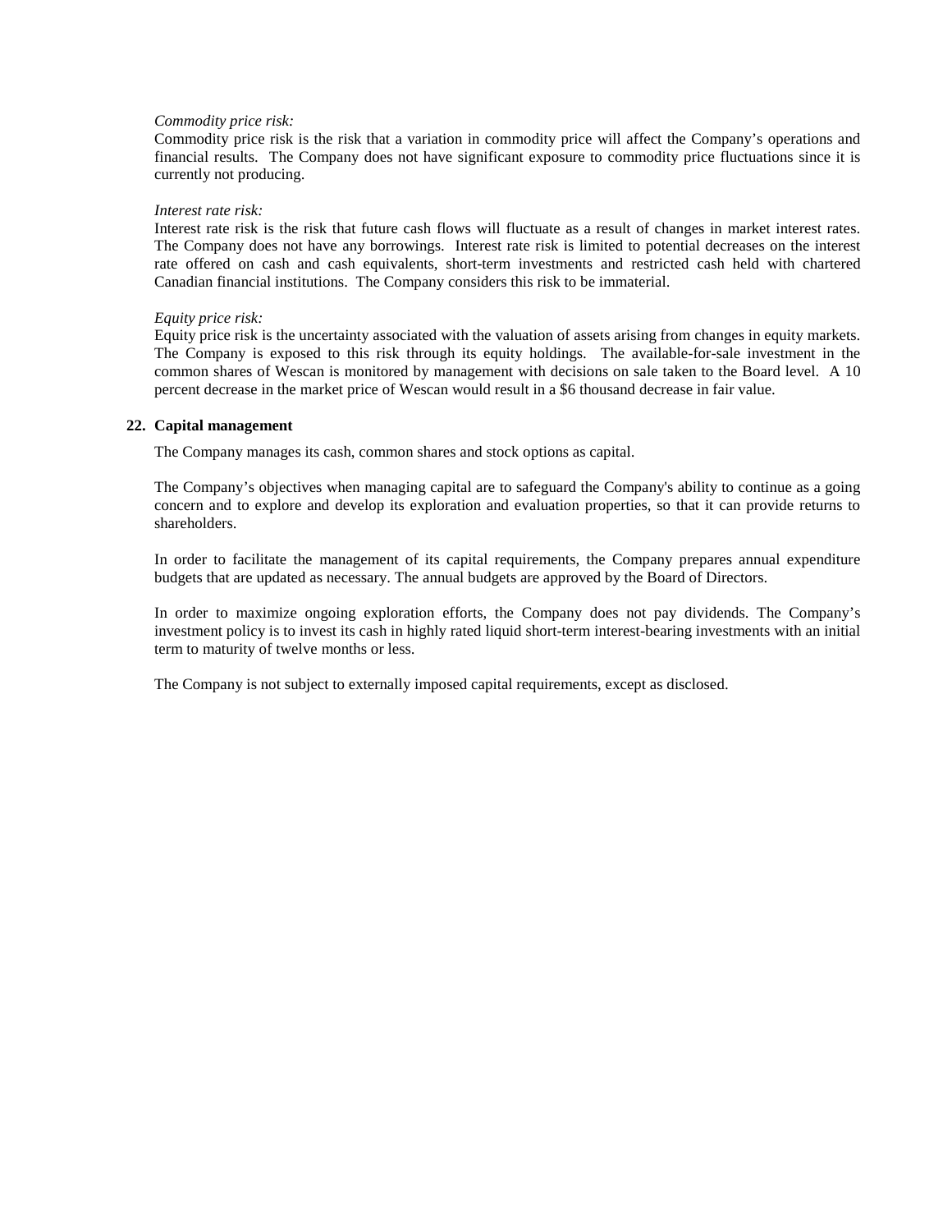*Commodity price risk:*

Commodity price risk is the risk that a variation in commodity price will affect the Company's operations and financial results. The Company does not have significant exposure to commodity price fluctuations since it is currently not producing.

*Interest rate risk:*

Interest rate risk is the risk that future cash flows will fluctuate as a result of changes in market interest rates. The Company does not have any borrowings. Interest rate risk is limited to potential decreases on the interest rate offered on cash and cash equivalents, short-term investments and restricted cash held with chartered Canadian financial institutions. The Company considers this risk to be immaterial.

*Equity price risk:*

Equity price risk is the uncertainty associated with the valuation of assets arising from changes in equity markets. The Company is exposed to this risk through its equity holdings. The available-for-sale investment in the common shares of Wescan is monitored by management with decisions on sale taken to the Board level. A 10 percent decrease in the market price of Wescan would result in a $6 thousand decrease in fair value.

## 22. Capital management

The Company manages its cash, common shares and stock options as capital.

The Company's objectives when managing capital are to safeguard the Company's ability to continue as a going concern and to explore and develop its exploration and evaluation properties, so that it can provide returns to shareholders.

In order to facilitate the management of its capital requirements, the Company prepares annual expenditure budgets that are updated as necessary. The annual budgets are approved by the Board of Directors.

In order to maximize ongoing exploration efforts, the Company does not pay dividends. The Company's investment policy is to invest its cash in highly rated liquid short-term interest-bearing investments with an initial term to maturity of twelve months or less.

The Company is not subject to externally imposed capital requirements, except as disclosed.